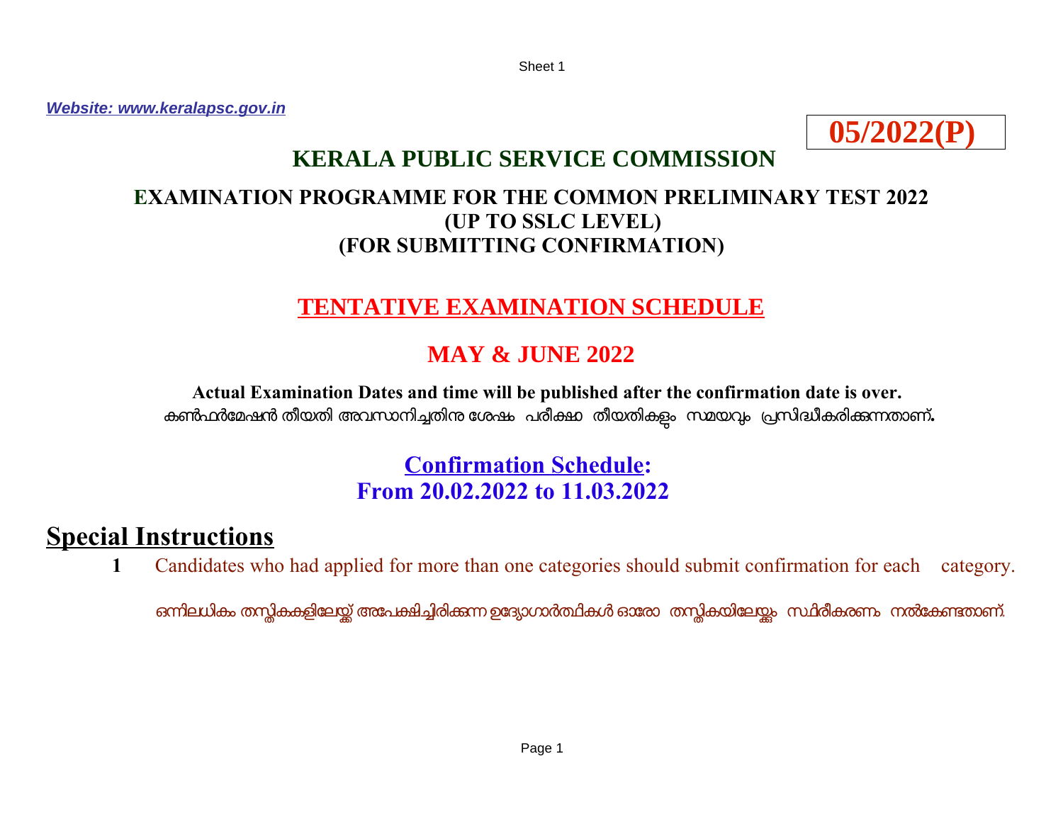*Website: www.keralapsc.gov.in*

**05/2022(P)**

# KERALA PUBLIC SERVICE COMMISSION

## EXAMINATION PROGRAMME FOR THE COMMON PRELIMINARY TEST 2022
## (UP TO SSLC LEVEL)
## (FOR SUBMITTING CONFIRMATION)

## TENTATIVE EXAMINATION SCHEDULE

## MAY & JUNE 2022

**Actual Examination Dates and time will be published after the confirmation date is over.**

കൺഫർമേഷൻ തീയതി അവസാനിച്ചതിനു ശേഷം പരീക്ഷാ തീയതികളും സമയവും പ്രസിദ്ധീകരിക്കുന്നതാണ്.

**Confirmation Schedule:**
**From 20.02.2022 to 11.03.2022**

## Special Instructions

**1** Candidates who had applied for more than one categories should submit confirmation for each category.

ഒന്നിലധികം തസ്തികകളിലേയ്ക്ക് അപേക്ഷിച്ചിരിക്കുന്ന ഉദ്യോഗാർത്ഥികൾ ഓരോ തസ്തികയിലേയ്ക്കും സ്ഥിരീകരണം നൽകേണ്ടതാണ്.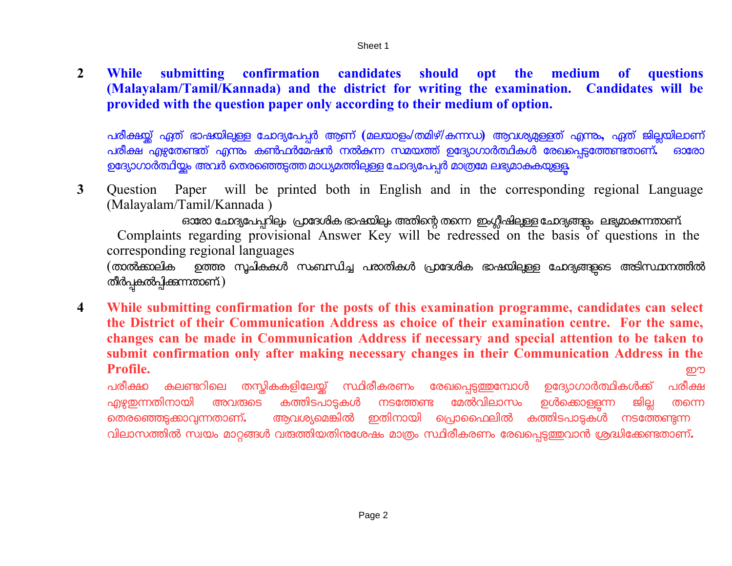2. **While submitting confirmation candidates should opt the medium of questions (Malayalam/Tamil/Kannada) and the district for writing the examination. Candidates will be provided with the question paper only according to their medium of option.**

   പരീക്ഷയ്ക്ക് ഏത് ഭാഷയിലുള്ള ചോദ്യപേപ്പർ ആണ് (മലയാളം/തമിഴ്/കന്നഡ) ആവശ്യമുള്ളത് എന്നും, ഏത് ജില്ലയിലാണ് പരീക്ഷ എഴുതേണ്ടത് എന്നും കൺഫർമേഷൻ നൽകുന്ന സമയത്ത് ഉദ്യോഗാർത്ഥികൾ രേഖപ്പെടുത്തേണ്ടതാണ്. ഓരോ ഉദ്യോഗാർത്ഥിയ്ക്കും അവർ തെരഞ്ഞെടുത്ത മാധ്യമത്തിലുള്ള ചോദ്യപേപ്പർ മാത്രമേ ലഭ്യമാകുകയുള്ളൂ.

3. Question Paper will be printed both in English and in the corresponding regional Language (Malayalam/Tamil/Kannada )

   ഓരോ ചോദ്യപേപ്പറിലും പ്രാദേശിക ഭാഷയിലും അതിന്റെ തന്നെ ഇംഗ്ലീഷിലുള്ള ചോദ്യങ്ങളും ലഭ്യമാകുന്നതാണ്.

   Complaints regarding provisional Answer Key will be redressed on the basis of questions in the corresponding regional languages

   (താൽക്കാലിക ഉത്തര സൂചികകൾ സംബന്ധിച്ച പരാതികൾ പ്രാദേശിക ഭാഷയിലുള്ള ചോദ്യങ്ങളുടെ അടിസ്ഥാനത്തിൽ തീർപ്പുകൽപ്പിക്കുന്നതാണ്.)

4. **While submitting confirmation for the posts of this examination programme, candidates can select the District of their Communication Address as choice of their examination centre. For the same, changes can be made in Communication Address if necessary and special attention to be taken to submit confirmation only after making necessary changes in their Communication Address in the Profile.**

   ഈ പരീക്ഷാ കലണ്ടറിലെ തസ്തികകളിലേയ്ക്ക് സ്ഥിരീകരണം രേഖപ്പെടുത്തുമ്പോൾ ഉദ്യോഗാർത്ഥികൾക്ക് പരീക്ഷ എഴുതുന്നതിനായി അവരുടെ കത്തിടപാടുകൾ നടത്തേണ്ട മേൽവിലാസം ഉൾക്കൊള്ളുന്ന ജില്ല തന്നെ തെരഞ്ഞെടുക്കാവുന്നതാണ്. ആവശ്യമെങ്കിൽ ഇതിനായി പ്രൊഫൈലിൽ കത്തിടപാടുകൾ നടത്തേണ്ടുന്ന വിലാസത്തിൽ സ്വയം മാറ്റങ്ങൾ വരുത്തിയതിനുശേഷം മാത്രം സ്ഥിരീകരണം രേഖപ്പെടുത്തുവാൻ ശ്രദ്ധിക്കേണ്ടതാണ്.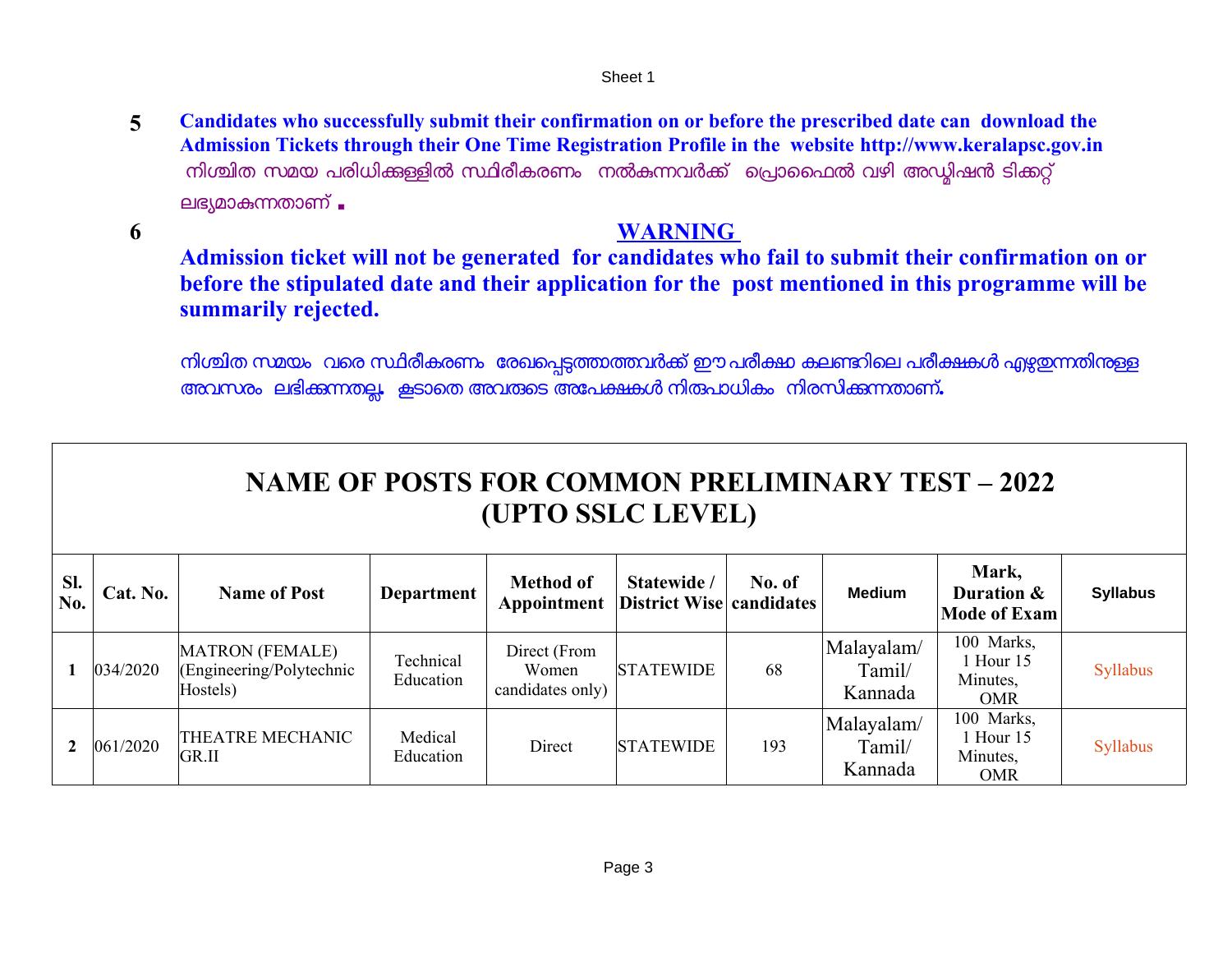5. **Candidates who successfully submit their confirmation on or before the prescribed date can download the Admission Tickets through their One Time Registration Profile in the website http://www.keralapsc.gov.in**
   നിശ്ചിത സമയ പരിധിക്കുള്ളിൽ സ്ഥിരീകരണം നൽകുന്നവർക്ക് പ്രൊഫൈൽ വഴി അഡ്മിഷൻ ടിക്കറ്റ് ലഭ്യമാകുന്നതാണ് .

6. **WARNING**

   **Admission ticket will not be generated for candidates who fail to submit their confirmation on or before the stipulated date and their application for the post mentioned in this programme will be summarily rejected.**

   നിശ്ചിത സമയം വരെ സ്ഥിരീകരണം രേഖപ്പെടുത്താത്തവർക്ക് ഈ പരീക്ഷാ കലണ്ടറിലെ പരീക്ഷകൾ എഴുതുന്നതിനുള്ള അവസരം ലഭിക്കുന്നതല്ല. കൂടാതെ അവരുടെ അപേക്ഷകൾ നിരുപാധികം നിരസിക്കുന്നതാണ്.

# NAME OF POSTS FOR COMMON PRELIMINARY TEST – 2022 (UPTO SSLC LEVEL)

| Sl. No. | Cat. No. | Name of Post | Department | Method of Appointment | Statewide / District Wise | No. of candidates | Medium | Mark, Duration & Mode of Exam | Syllabus |
|---|---|---|---|---|---|---|---|---|---|
| 1 | 034/2020 | MATRON (FEMALE) (Engineering/Polytechnic Hostels) | Technical Education | Direct (From Women candidates only) | STATEWIDE | 68 | Malayalam/ Tamil/ Kannada | 100 Marks, 1 Hour 15 Minutes, OMR | Syllabus |
| 2 | 061/2020 | THEATRE MECHANIC GR.II | Medical Education | Direct | STATEWIDE | 193 | Malayalam/ Tamil/ Kannada | 100 Marks, 1 Hour 15 Minutes, OMR | Syllabus |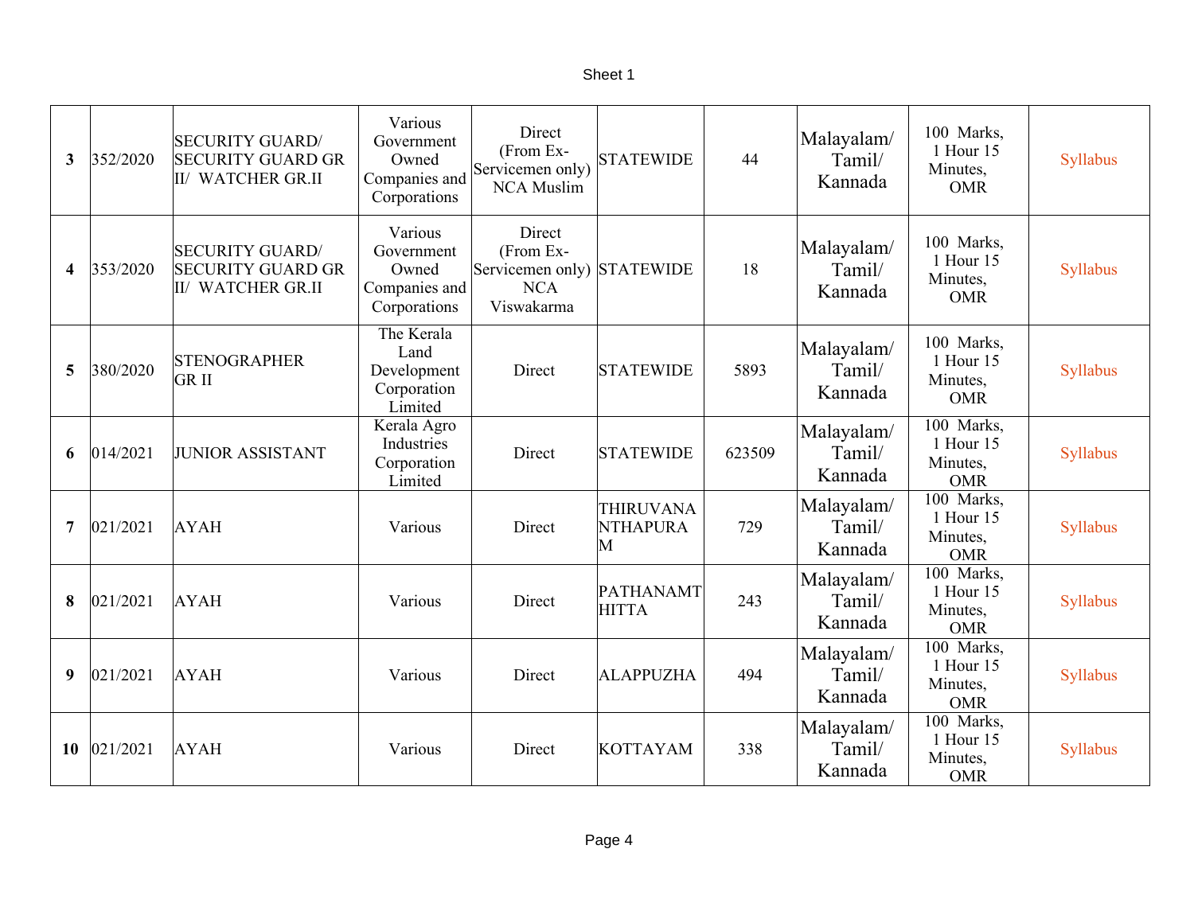| 3 | 352/2020 | SECURITY GUARD/ SECURITY GUARD GR II/ WATCHER GR.II | Various Government Owned Companies and Corporations | Direct (From Ex-Servicemen only) NCA Muslim | STATEWIDE | 44 | Malayalam/ Tamil/ Kannada | 100 Marks, 1 Hour 15 Minutes, OMR | Syllabus |
|---|---|---|---|---|---|---|---|---|---|
| 4 | 353/2020 | SECURITY GUARD/ SECURITY GUARD GR II/ WATCHER GR.II | Various Government Owned Companies and Corporations | Direct (From Ex-Servicemen only) NCA Viswakarma | STATEWIDE | 18 | Malayalam/ Tamil/ Kannada | 100 Marks, 1 Hour 15 Minutes, OMR | Syllabus |
| 5 | 380/2020 | STENOGRAPHER GR II | The Kerala Land Development Corporation Limited | Direct | STATEWIDE | 5893 | Malayalam/ Tamil/ Kannada | 100 Marks, 1 Hour 15 Minutes, OMR | Syllabus |
| 6 | 014/2021 | JUNIOR ASSISTANT | Kerala Agro Industries Corporation Limited | Direct | STATEWIDE | 623509 | Malayalam/ Tamil/ Kannada | 100 Marks, 1 Hour 15 Minutes, OMR | Syllabus |
| 7 | 021/2021 | AYAH | Various | Direct | THIRUVANANTHAPURAM | 729 | Malayalam/ Tamil/ Kannada | 100 Marks, 1 Hour 15 Minutes, OMR | Syllabus |
| 8 | 021/2021 | AYAH | Various | Direct | PATHANAMTHITTA | 243 | Malayalam/ Tamil/ Kannada | 100 Marks, 1 Hour 15 Minutes, OMR | Syllabus |
| 9 | 021/2021 | AYAH | Various | Direct | ALAPPUZHA | 494 | Malayalam/ Tamil/ Kannada | 100 Marks, 1 Hour 15 Minutes, OMR | Syllabus |
| 10 | 021/2021 | AYAH | Various | Direct | KOTTAYAM | 338 | Malayalam/ Tamil/ Kannada | 100 Marks, 1 Hour 15 Minutes, OMR | Syllabus |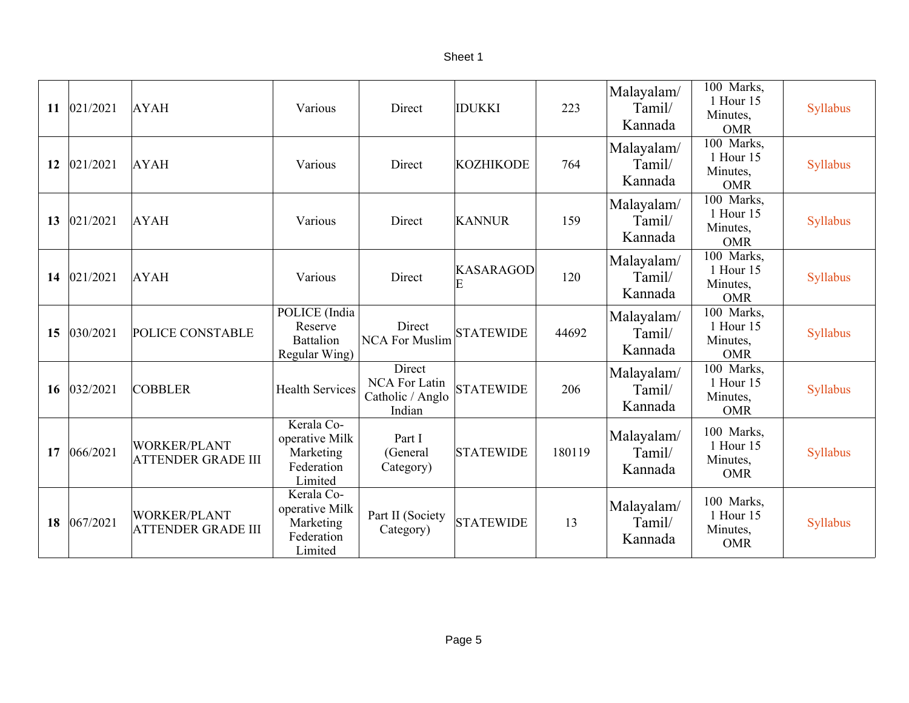| | | | | | | | | | |
|---|---|---|---|---|---|---|---|---|---|
| **11** | 021/2021 | AYAH | Various | Direct | IDUKKI | 223 | Malayalam/ Tamil/ Kannada | 100 Marks, 1 Hour 15 Minutes, OMR | Syllabus |
| **12** | 021/2021 | AYAH | Various | Direct | KOZHIKODE | 764 | Malayalam/ Tamil/ Kannada | 100 Marks, 1 Hour 15 Minutes, OMR | Syllabus |
| **13** | 021/2021 | AYAH | Various | Direct | KANNUR | 159 | Malayalam/ Tamil/ Kannada | 100 Marks, 1 Hour 15 Minutes, OMR | Syllabus |
| **14** | 021/2021 | AYAH | Various | Direct | KASARAGODE | 120 | Malayalam/ Tamil/ Kannada | 100 Marks, 1 Hour 15 Minutes, OMR | Syllabus |
| **15** | 030/2021 | POLICE CONSTABLE | POLICE (India Reserve Battalion Regular Wing) | Direct NCA For Muslim | STATEWIDE | 44692 | Malayalam/ Tamil/ Kannada | 100 Marks, 1 Hour 15 Minutes, OMR | Syllabus |
| **16** | 032/2021 | COBBLER | Health Services | Direct NCA For Latin Catholic / Anglo Indian | STATEWIDE | 206 | Malayalam/ Tamil/ Kannada | 100 Marks, 1 Hour 15 Minutes, OMR | Syllabus |
| **17** | 066/2021 | WORKER/PLANT ATTENDER GRADE III | Kerala Co-operative Milk Marketing Federation Limited | Part I (General Category) | STATEWIDE | 180119 | Malayalam/ Tamil/ Kannada | 100 Marks, 1 Hour 15 Minutes, OMR | Syllabus |
| **18** | 067/2021 | WORKER/PLANT ATTENDER GRADE III | Kerala Co-operative Milk Marketing Federation Limited | Part II (Society Category) | STATEWIDE | 13 | Malayalam/ Tamil/ Kannada | 100 Marks, 1 Hour 15 Minutes, OMR | Syllabus |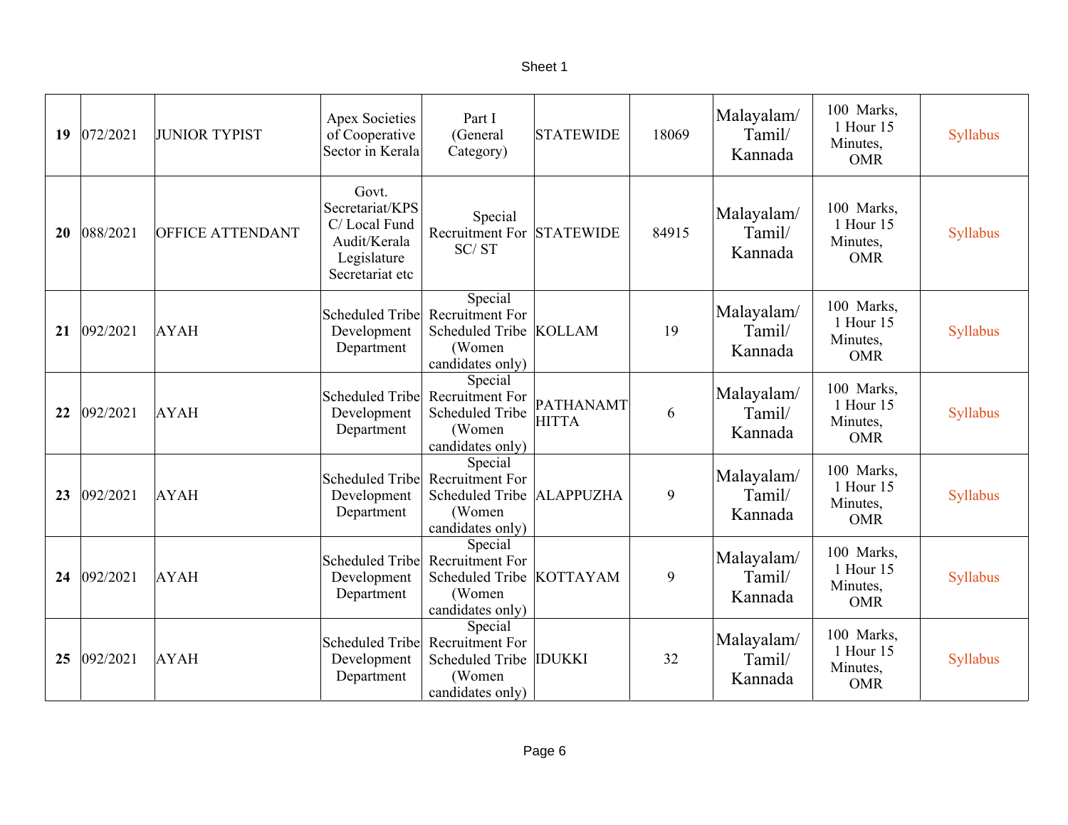| | | | | | | | | | |
|---|---|---|---|---|---|---|---|---|---|
| **19** | 072/2021 | JUNIOR TYPIST | Apex Societies of Cooperative Sector in Kerala | Part I (General Category) | STATEWIDE | 18069 | Malayalam/ Tamil/ Kannada | 100 Marks, 1 Hour 15 Minutes, OMR | Syllabus |
| **20** | 088/2021 | OFFICE ATTENDANT | Govt. Secretariat/KPSC/ Local Fund Audit/Kerala Legislature Secretariat etc | Special Recruitment For SC/ ST | STATEWIDE | 84915 | Malayalam/ Tamil/ Kannada | 100 Marks, 1 Hour 15 Minutes, OMR | Syllabus |
| **21** | 092/2021 | AYAH | Scheduled Tribe Development Department | Special Recruitment For Scheduled Tribe (Women candidates only) | KOLLAM | 19 | Malayalam/ Tamil/ Kannada | 100 Marks, 1 Hour 15 Minutes, OMR | Syllabus |
| **22** | 092/2021 | AYAH | Scheduled Tribe Development Department | Special Recruitment For Scheduled Tribe (Women candidates only) | PATHANAMTHITTA | 6 | Malayalam/ Tamil/ Kannada | 100 Marks, 1 Hour 15 Minutes, OMR | Syllabus |
| **23** | 092/2021 | AYAH | Scheduled Tribe Development Department | Special Recruitment For Scheduled Tribe (Women candidates only) | ALAPPUZHA | 9 | Malayalam/ Tamil/ Kannada | 100 Marks, 1 Hour 15 Minutes, OMR | Syllabus |
| **24** | 092/2021 | AYAH | Scheduled Tribe Development Department | Special Recruitment For Scheduled Tribe (Women candidates only) | KOTTAYAM | 9 | Malayalam/ Tamil/ Kannada | 100 Marks, 1 Hour 15 Minutes, OMR | Syllabus |
| **25** | 092/2021 | AYAH | Scheduled Tribe Development Department | Special Recruitment For Scheduled Tribe (Women candidates only) | IDUKKI | 32 | Malayalam/ Tamil/ Kannada | 100 Marks, 1 Hour 15 Minutes, OMR | Syllabus |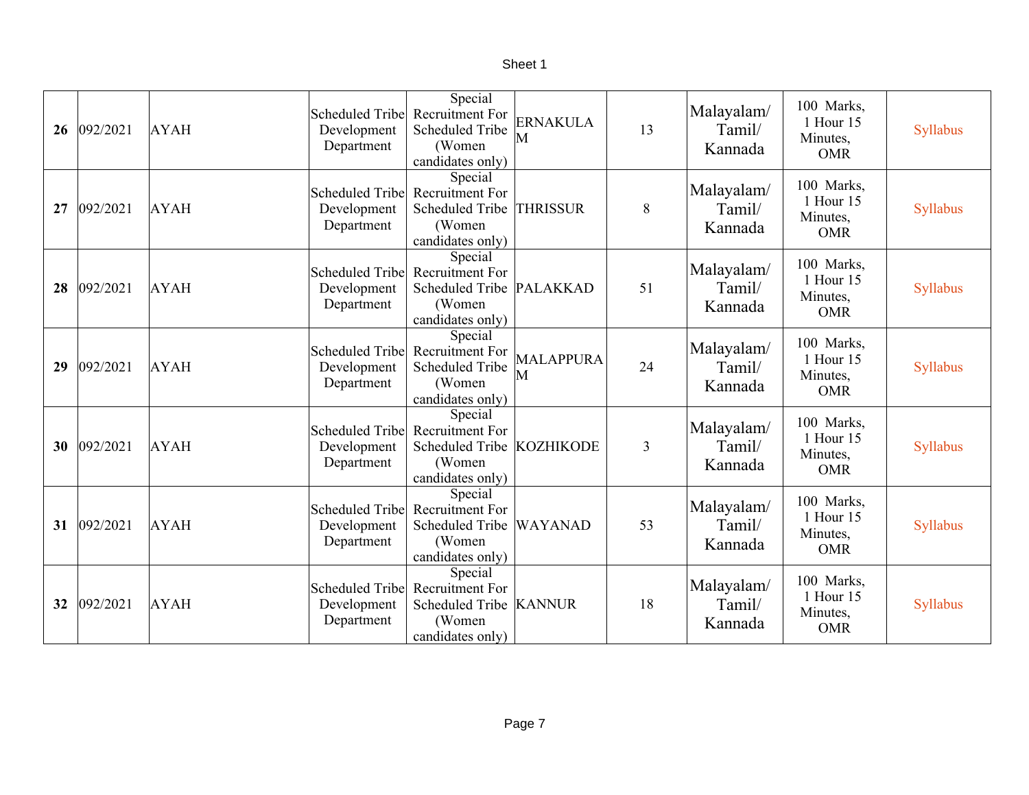| | | | | | | | | | |
|---|---|---|---|---|---|---|---|---|---|
| **26** | 092/2021 | AYAH | Scheduled Tribe Development Department | Special Recruitment For Scheduled Tribe (Women candidates only) | ERNAKULAM | 13 | Malayalam/ Tamil/ Kannada | 100 Marks, 1 Hour 15 Minutes, OMR | Syllabus |
| **27** | 092/2021 | AYAH | Scheduled Tribe Development Department | Special Recruitment For Scheduled Tribe (Women candidates only) | THRISSUR | 8 | Malayalam/ Tamil/ Kannada | 100 Marks, 1 Hour 15 Minutes, OMR | Syllabus |
| **28** | 092/2021 | AYAH | Scheduled Tribe Development Department | Special Recruitment For Scheduled Tribe (Women candidates only) | PALAKKAD | 51 | Malayalam/ Tamil/ Kannada | 100 Marks, 1 Hour 15 Minutes, OMR | Syllabus |
| **29** | 092/2021 | AYAH | Scheduled Tribe Development Department | Special Recruitment For Scheduled Tribe (Women candidates only) | MALAPPURAM | 24 | Malayalam/ Tamil/ Kannada | 100 Marks, 1 Hour 15 Minutes, OMR | Syllabus |
| **30** | 092/2021 | AYAH | Scheduled Tribe Development Department | Special Recruitment For Scheduled Tribe (Women candidates only) | KOZHIKODE | 3 | Malayalam/ Tamil/ Kannada | 100 Marks, 1 Hour 15 Minutes, OMR | Syllabus |
| **31** | 092/2021 | AYAH | Scheduled Tribe Development Department | Special Recruitment For Scheduled Tribe (Women candidates only) | WAYANAD | 53 | Malayalam/ Tamil/ Kannada | 100 Marks, 1 Hour 15 Minutes, OMR | Syllabus |
| **32** | 092/2021 | AYAH | Scheduled Tribe Development Department | Special Recruitment For Scheduled Tribe (Women candidates only) | KANNUR | 18 | Malayalam/ Tamil/ Kannada | 100 Marks, 1 Hour 15 Minutes, OMR | Syllabus |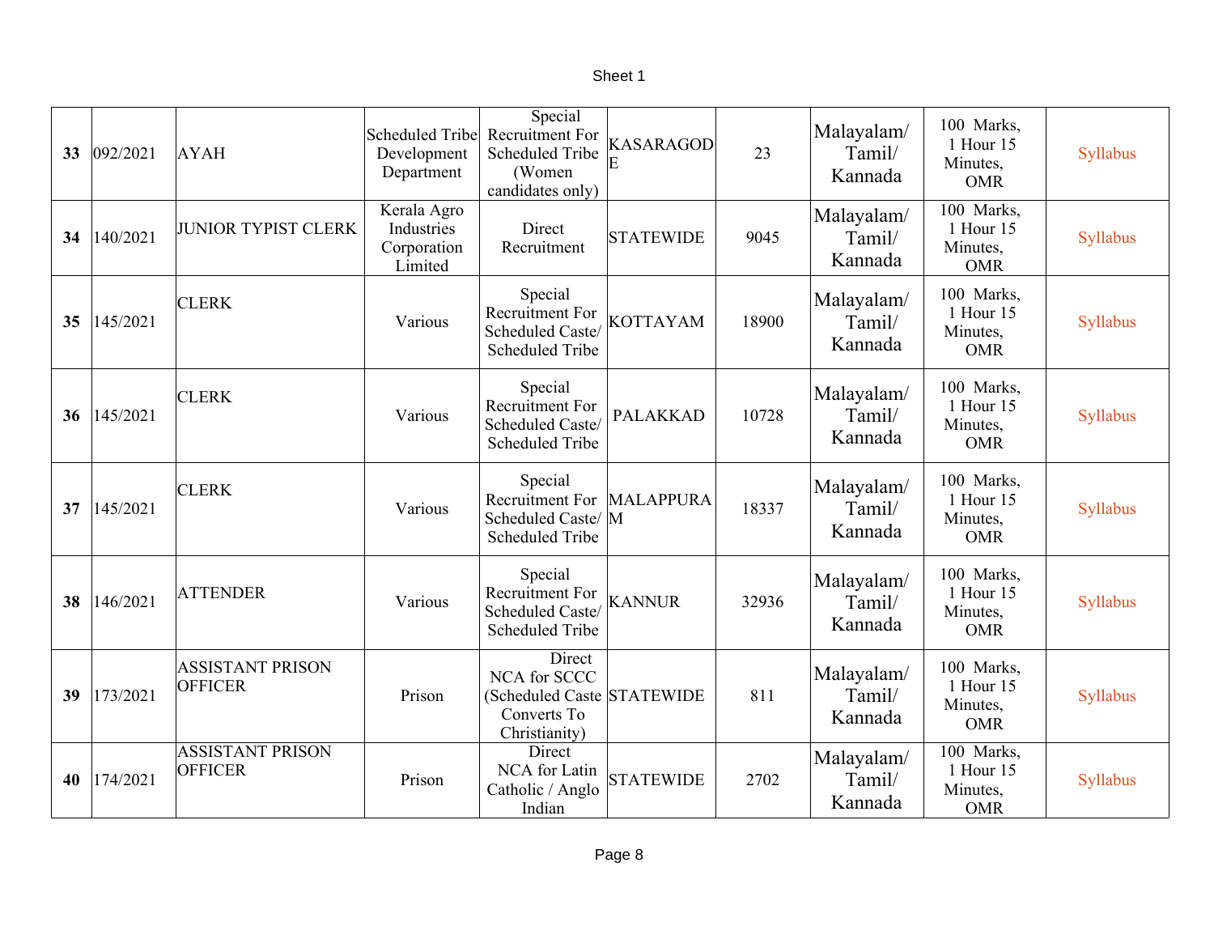| 33 | 092/2021 | AYAH | Scheduled Tribe Development Department | Special Recruitment For Scheduled Tribe (Women candidates only) | KASARAGODE | 23 | Malayalam/ Tamil/ Kannada | 100 Marks, 1 Hour 15 Minutes, OMR | Syllabus |
|---|---|---|---|---|---|---|---|---|---|
| 34 | 140/2021 | JUNIOR TYPIST CLERK | Kerala Agro Industries Corporation Limited | Direct Recruitment | STATEWIDE | 9045 | Malayalam/ Tamil/ Kannada | 100 Marks, 1 Hour 15 Minutes, OMR | Syllabus |
| 35 | 145/2021 | CLERK | Various | Special Recruitment For Scheduled Caste/ Scheduled Tribe | KOTTAYAM | 18900 | Malayalam/ Tamil/ Kannada | 100 Marks, 1 Hour 15 Minutes, OMR | Syllabus |
| 36 | 145/2021 | CLERK | Various | Special Recruitment For Scheduled Caste/ Scheduled Tribe | PALAKKAD | 10728 | Malayalam/ Tamil/ Kannada | 100 Marks, 1 Hour 15 Minutes, OMR | Syllabus |
| 37 | 145/2021 | CLERK | Various | Special Recruitment For Scheduled Caste/ Scheduled Tribe | MALAPPURAM | 18337 | Malayalam/ Tamil/ Kannada | 100 Marks, 1 Hour 15 Minutes, OMR | Syllabus |
| 38 | 146/2021 | ATTENDER | Various | Special Recruitment For Scheduled Caste/ Scheduled Tribe | KANNUR | 32936 | Malayalam/ Tamil/ Kannada | 100 Marks, 1 Hour 15 Minutes, OMR | Syllabus |
| 39 | 173/2021 | ASSISTANT PRISON OFFICER | Prison | Direct NCA for SCCC (Scheduled Caste Converts To Christianity) | STATEWIDE | 811 | Malayalam/ Tamil/ Kannada | 100 Marks, 1 Hour 15 Minutes, OMR | Syllabus |
| 40 | 174/2021 | ASSISTANT PRISON OFFICER | Prison | Direct NCA for Latin Catholic / Anglo Indian | STATEWIDE | 2702 | Malayalam/ Tamil/ Kannada | 100 Marks, 1 Hour 15 Minutes, OMR | Syllabus |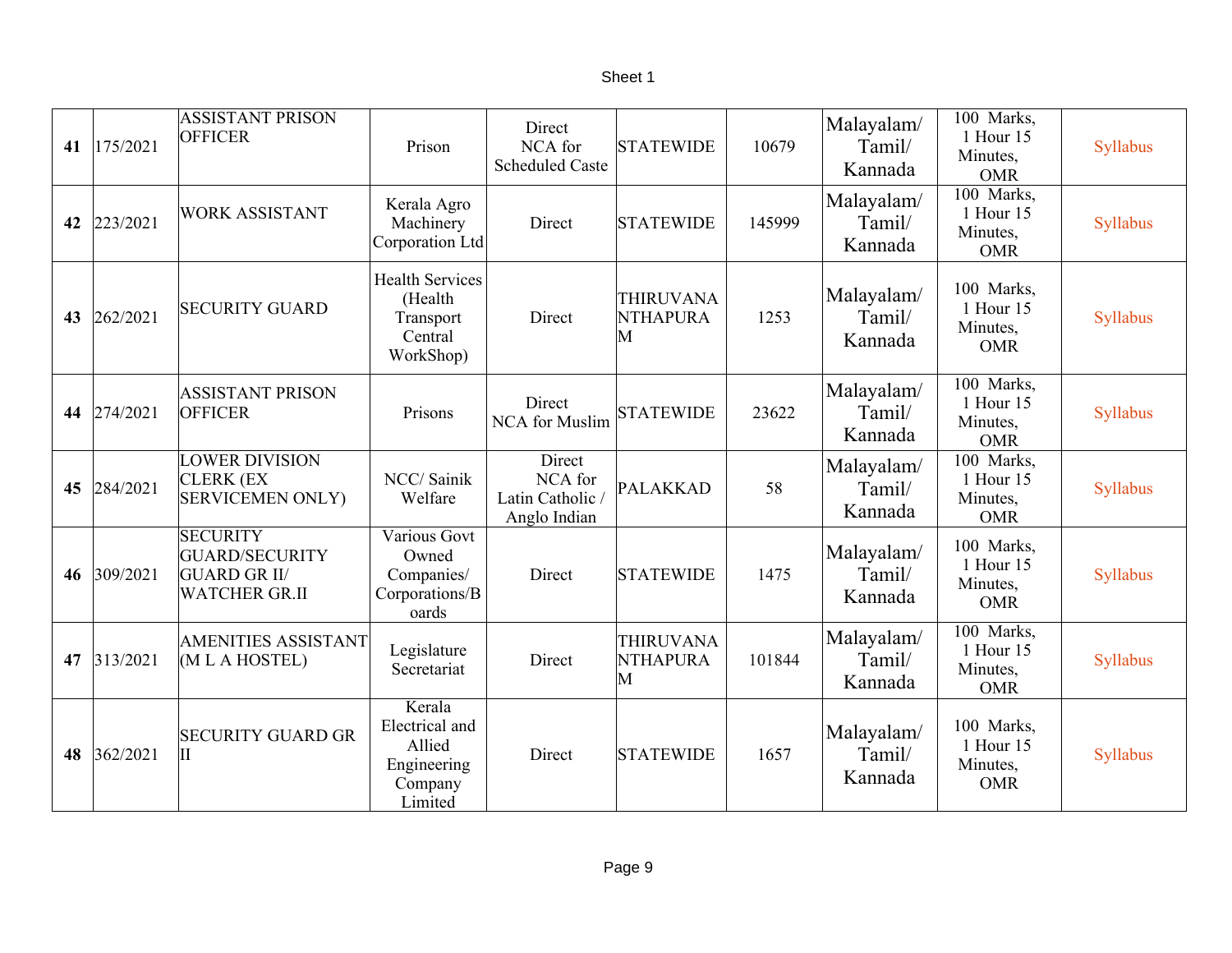| | | | | | | | | | |
|---|---|---|---|---|---|---|---|---|---|
| **41** | 175/2021 | ASSISTANT PRISON OFFICER | Prison | Direct NCA for Scheduled Caste | STATEWIDE | 10679 | Malayalam/ Tamil/ Kannada | 100 Marks, 1 Hour 15 Minutes, OMR | Syllabus |
| **42** | 223/2021 | WORK ASSISTANT | Kerala Agro Machinery Corporation Ltd | Direct | STATEWIDE | 145999 | Malayalam/ Tamil/ Kannada | 100 Marks, 1 Hour 15 Minutes, OMR | Syllabus |
| **43** | 262/2021 | SECURITY GUARD | Health Services (Health Transport Central WorkShop) | Direct | THIRUVANANTHAPURAM | 1253 | Malayalam/ Tamil/ Kannada | 100 Marks, 1 Hour 15 Minutes, OMR | Syllabus |
| **44** | 274/2021 | ASSISTANT PRISON OFFICER | Prisons | Direct NCA for Muslim | STATEWIDE | 23622 | Malayalam/ Tamil/ Kannada | 100 Marks, 1 Hour 15 Minutes, OMR | Syllabus |
| **45** | 284/2021 | LOWER DIVISION CLERK (EX SERVICEMEN ONLY) | NCC/ Sainik Welfare | Direct NCA for Latin Catholic / Anglo Indian | PALAKKAD | 58 | Malayalam/ Tamil/ Kannada | 100 Marks, 1 Hour 15 Minutes, OMR | Syllabus |
| **46** | 309/2021 | SECURITY GUARD/SECURITY GUARD GR II/ WATCHER GR.II | Various Govt Owned Companies/ Corporations/Boards | Direct | STATEWIDE | 1475 | Malayalam/ Tamil/ Kannada | 100 Marks, 1 Hour 15 Minutes, OMR | Syllabus |
| **47** | 313/2021 | AMENITIES ASSISTANT (M L A HOSTEL) | Legislature Secretariat | Direct | THIRUVANANTHAPURAM | 101844 | Malayalam/ Tamil/ Kannada | 100 Marks, 1 Hour 15 Minutes, OMR | Syllabus |
| **48** | 362/2021 | SECURITY GUARD GR II | Kerala Electrical and Allied Engineering Company Limited | Direct | STATEWIDE | 1657 | Malayalam/ Tamil/ Kannada | 100 Marks, 1 Hour 15 Minutes, OMR | Syllabus |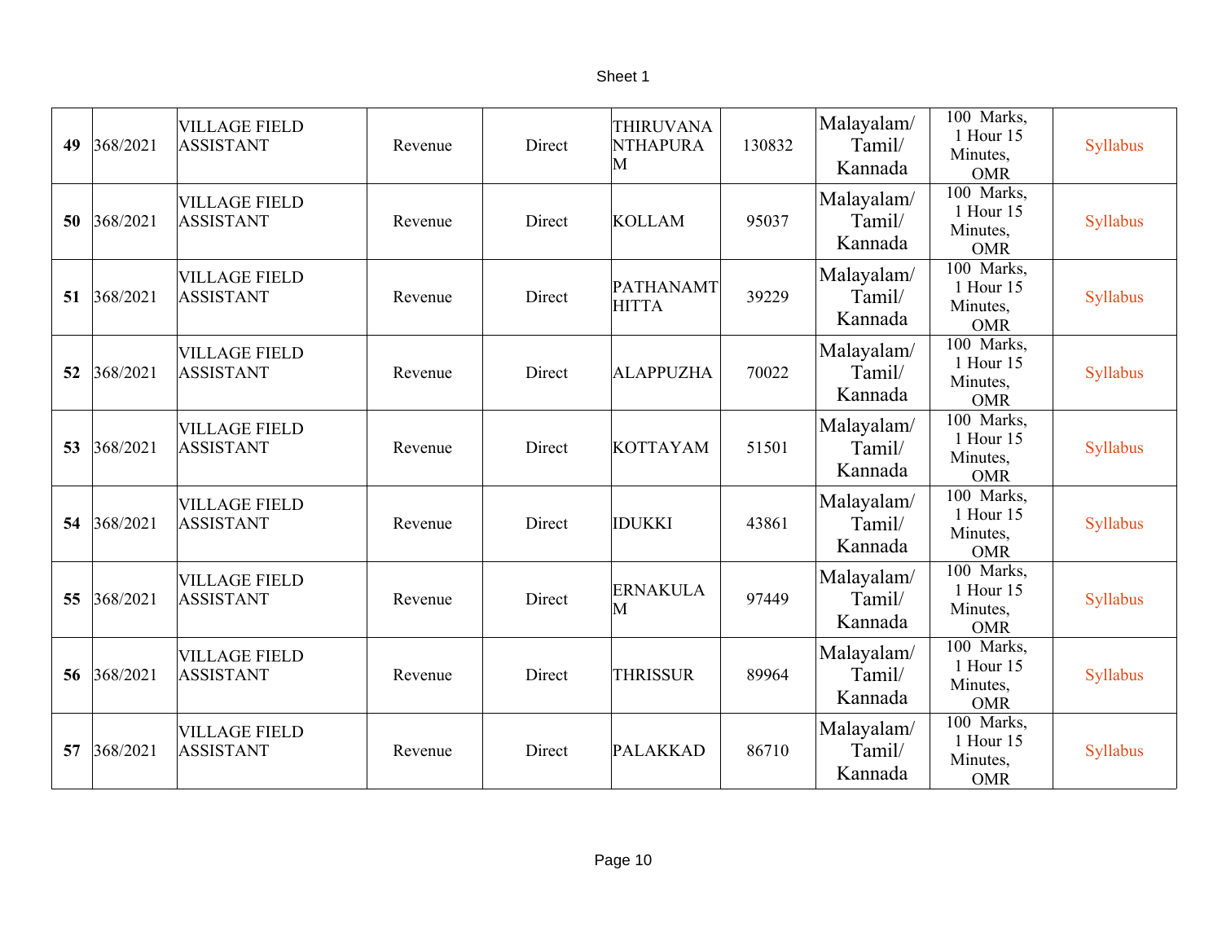| 49 | 368/2021 | VILLAGE FIELD ASSISTANT | Revenue | Direct | THIRUVANANTHAPURAM | 130832 | Malayalam/ Tamil/ Kannada | 100 Marks, 1 Hour 15 Minutes, OMR | Syllabus |
|---|---|---|---|---|---|---|---|---|---|
| 50 | 368/2021 | VILLAGE FIELD ASSISTANT | Revenue | Direct | KOLLAM | 95037 | Malayalam/ Tamil/ Kannada | 100 Marks, 1 Hour 15 Minutes, OMR | Syllabus |
| 51 | 368/2021 | VILLAGE FIELD ASSISTANT | Revenue | Direct | PATHANAMTHITTA | 39229 | Malayalam/ Tamil/ Kannada | 100 Marks, 1 Hour 15 Minutes, OMR | Syllabus |
| 52 | 368/2021 | VILLAGE FIELD ASSISTANT | Revenue | Direct | ALAPPUZHA | 70022 | Malayalam/ Tamil/ Kannada | 100 Marks, 1 Hour 15 Minutes, OMR | Syllabus |
| 53 | 368/2021 | VILLAGE FIELD ASSISTANT | Revenue | Direct | KOTTAYAM | 51501 | Malayalam/ Tamil/ Kannada | 100 Marks, 1 Hour 15 Minutes, OMR | Syllabus |
| 54 | 368/2021 | VILLAGE FIELD ASSISTANT | Revenue | Direct | IDUKKI | 43861 | Malayalam/ Tamil/ Kannada | 100 Marks, 1 Hour 15 Minutes, OMR | Syllabus |
| 55 | 368/2021 | VILLAGE FIELD ASSISTANT | Revenue | Direct | ERNAKULAM | 97449 | Malayalam/ Tamil/ Kannada | 100 Marks, 1 Hour 15 Minutes, OMR | Syllabus |
| 56 | 368/2021 | VILLAGE FIELD ASSISTANT | Revenue | Direct | THRISSUR | 89964 | Malayalam/ Tamil/ Kannada | 100 Marks, 1 Hour 15 Minutes, OMR | Syllabus |
| 57 | 368/2021 | VILLAGE FIELD ASSISTANT | Revenue | Direct | PALAKKAD | 86710 | Malayalam/ Tamil/ Kannada | 100 Marks, 1 Hour 15 Minutes, OMR | Syllabus |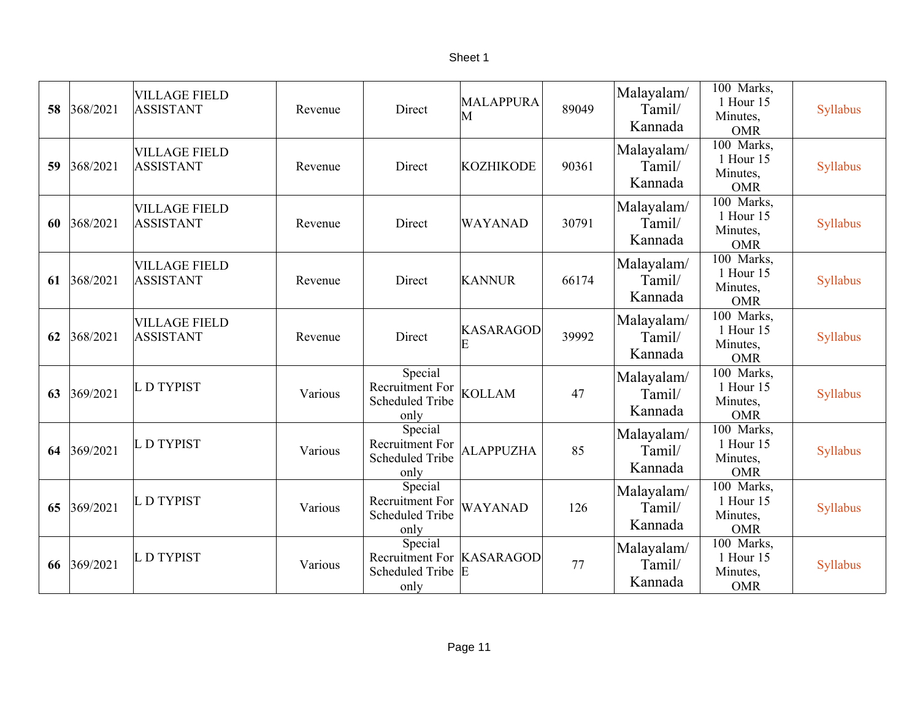| 58 | 368/2021 | VILLAGE FIELD ASSISTANT | Revenue | Direct | MALAPPURAM | 89049 | Malayalam/ Tamil/ Kannada | 100 Marks, 1 Hour 15 Minutes, OMR | Syllabus |
|---|---|---|---|---|---|---|---|---|---|
| 59 | 368/2021 | VILLAGE FIELD ASSISTANT | Revenue | Direct | KOZHIKODE | 90361 | Malayalam/ Tamil/ Kannada | 100 Marks, 1 Hour 15 Minutes, OMR | Syllabus |
| 60 | 368/2021 | VILLAGE FIELD ASSISTANT | Revenue | Direct | WAYANAD | 30791 | Malayalam/ Tamil/ Kannada | 100 Marks, 1 Hour 15 Minutes, OMR | Syllabus |
| 61 | 368/2021 | VILLAGE FIELD ASSISTANT | Revenue | Direct | KANNUR | 66174 | Malayalam/ Tamil/ Kannada | 100 Marks, 1 Hour 15 Minutes, OMR | Syllabus |
| 62 | 368/2021 | VILLAGE FIELD ASSISTANT | Revenue | Direct | KASARAGODE | 39992 | Malayalam/ Tamil/ Kannada | 100 Marks, 1 Hour 15 Minutes, OMR | Syllabus |
| 63 | 369/2021 | L D TYPIST | Various | Special Recruitment For Scheduled Tribe only | KOLLAM | 47 | Malayalam/ Tamil/ Kannada | 100 Marks, 1 Hour 15 Minutes, OMR | Syllabus |
| 64 | 369/2021 | L D TYPIST | Various | Special Recruitment For Scheduled Tribe only | ALAPPUZHA | 85 | Malayalam/ Tamil/ Kannada | 100 Marks, 1 Hour 15 Minutes, OMR | Syllabus |
| 65 | 369/2021 | L D TYPIST | Various | Special Recruitment For Scheduled Tribe only | WAYANAD | 126 | Malayalam/ Tamil/ Kannada | 100 Marks, 1 Hour 15 Minutes, OMR | Syllabus |
| 66 | 369/2021 | L D TYPIST | Various | Special Recruitment For Scheduled Tribe only | KASARAGODE | 77 | Malayalam/ Tamil/ Kannada | 100 Marks, 1 Hour 15 Minutes, OMR | Syllabus |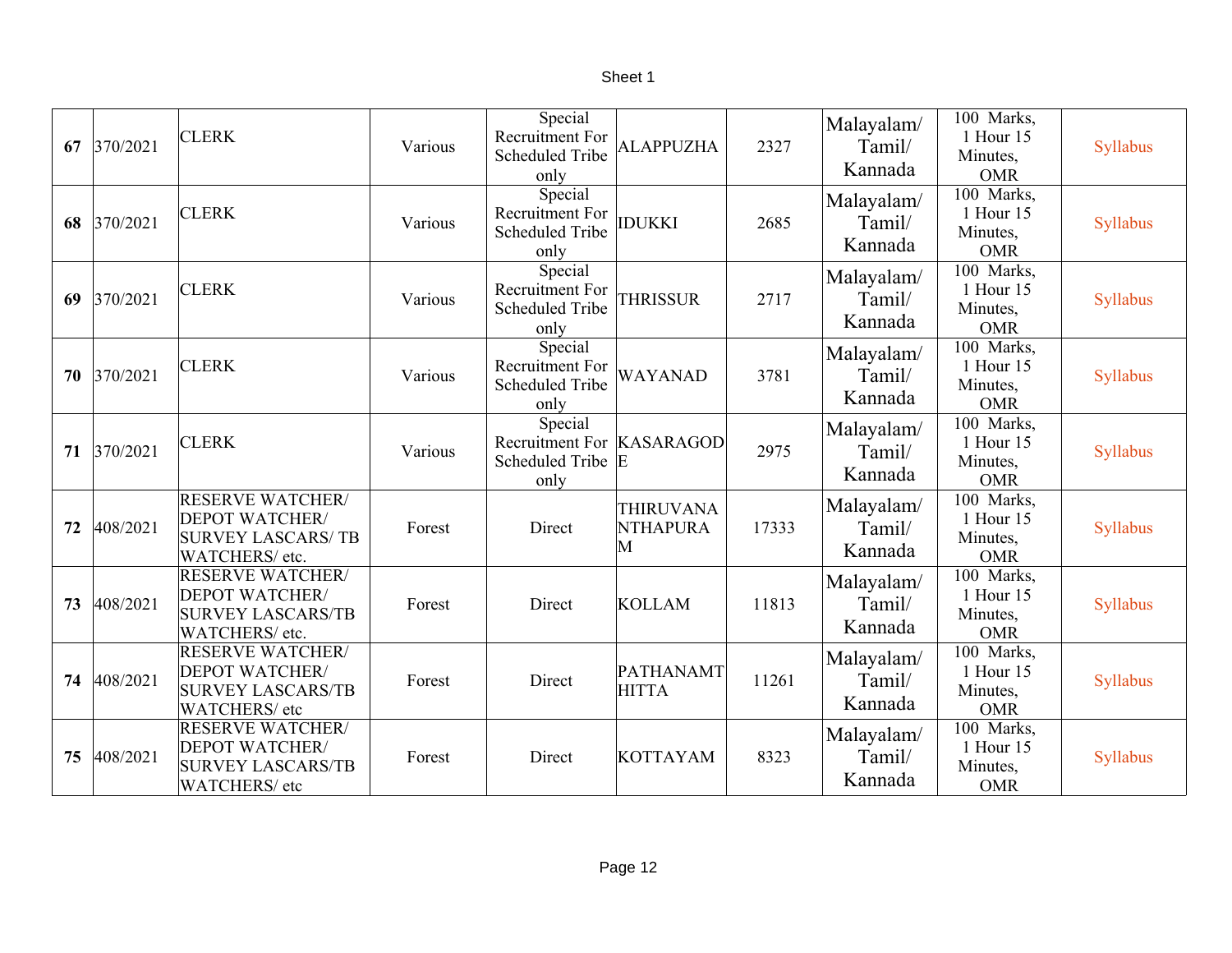| 67 | 370/2021 | CLERK | Various | Special Recruitment For Scheduled Tribe only | ALAPPUZHA | 2327 | Malayalam/ Tamil/ Kannada | 100 Marks, 1 Hour 15 Minutes, OMR | Syllabus |
|---|---|---|---|---|---|---|---|---|---|
| 68 | 370/2021 | CLERK | Various | Special Recruitment For Scheduled Tribe only | IDUKKI | 2685 | Malayalam/ Tamil/ Kannada | 100 Marks, 1 Hour 15 Minutes, OMR | Syllabus |
| 69 | 370/2021 | CLERK | Various | Special Recruitment For Scheduled Tribe only | THRISSUR | 2717 | Malayalam/ Tamil/ Kannada | 100 Marks, 1 Hour 15 Minutes, OMR | Syllabus |
| 70 | 370/2021 | CLERK | Various | Special Recruitment For Scheduled Tribe only | WAYANAD | 3781 | Malayalam/ Tamil/ Kannada | 100 Marks, 1 Hour 15 Minutes, OMR | Syllabus |
| 71 | 370/2021 | CLERK | Various | Special Recruitment For Scheduled Tribe only | KASARAGODE | 2975 | Malayalam/ Tamil/ Kannada | 100 Marks, 1 Hour 15 Minutes, OMR | Syllabus |
| 72 | 408/2021 | RESERVE WATCHER/ DEPOT WATCHER/ SURVEY LASCARS/ TB WATCHERS/ etc. | Forest | Direct | THIRUVANANTHAPURAM | 17333 | Malayalam/ Tamil/ Kannada | 100 Marks, 1 Hour 15 Minutes, OMR | Syllabus |
| 73 | 408/2021 | RESERVE WATCHER/ DEPOT WATCHER/ SURVEY LASCARS/TB WATCHERS/ etc. | Forest | Direct | KOLLAM | 11813 | Malayalam/ Tamil/ Kannada | 100 Marks, 1 Hour 15 Minutes, OMR | Syllabus |
| 74 | 408/2021 | RESERVE WATCHER/ DEPOT WATCHER/ SURVEY LASCARS/TB WATCHERS/ etc | Forest | Direct | PATHANAMTHITTA | 11261 | Malayalam/ Tamil/ Kannada | 100 Marks, 1 Hour 15 Minutes, OMR | Syllabus |
| 75 | 408/2021 | RESERVE WATCHER/ DEPOT WATCHER/ SURVEY LASCARS/TB WATCHERS/ etc | Forest | Direct | KOTTAYAM | 8323 | Malayalam/ Tamil/ Kannada | 100 Marks, 1 Hour 15 Minutes, OMR | Syllabus |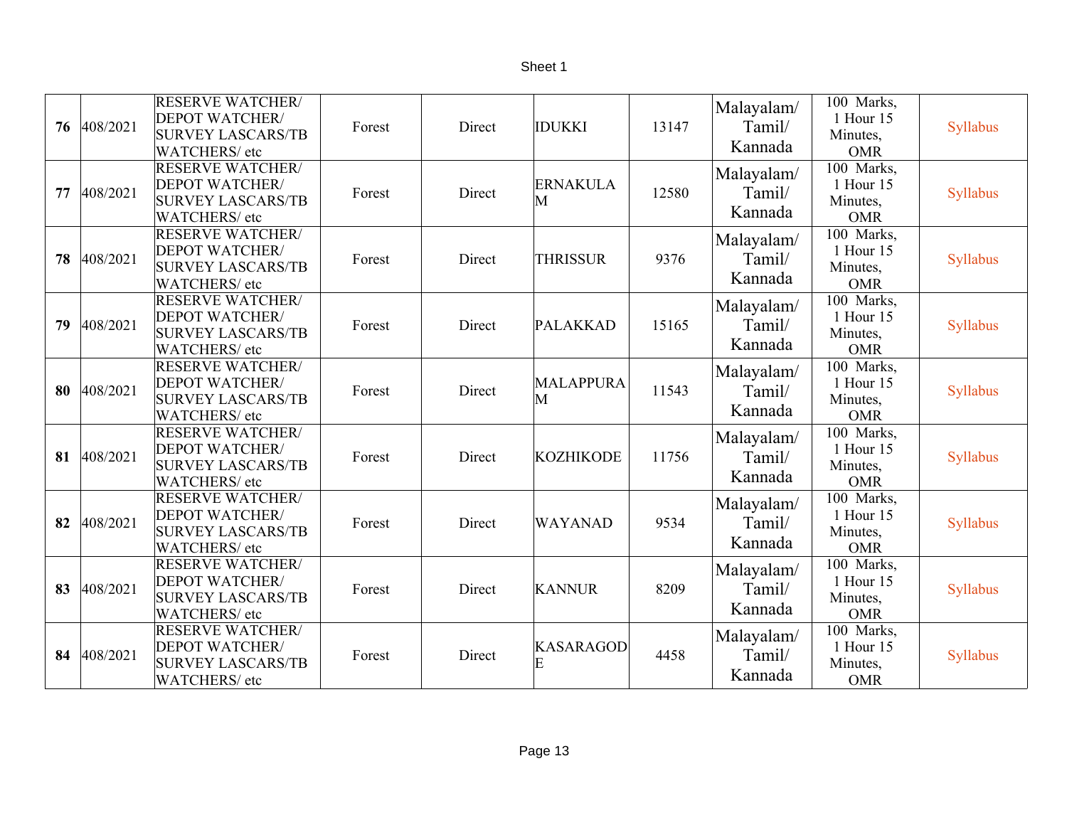| | | | | | | | | | |
|---|---|---|---|---|---|---|---|---|---|
| **76** | 408/2021 | RESERVE WATCHER/ DEPOT WATCHER/ SURVEY LASCARS/TB WATCHERS/ etc | Forest | Direct | IDUKKI | 13147 | Malayalam/ Tamil/ Kannada | 100 Marks, 1 Hour 15 Minutes, OMR | Syllabus |
| **77** | 408/2021 | RESERVE WATCHER/ DEPOT WATCHER/ SURVEY LASCARS/TB WATCHERS/ etc | Forest | Direct | ERNAKULAM | 12580 | Malayalam/ Tamil/ Kannada | 100 Marks, 1 Hour 15 Minutes, OMR | Syllabus |
| **78** | 408/2021 | RESERVE WATCHER/ DEPOT WATCHER/ SURVEY LASCARS/TB WATCHERS/ etc | Forest | Direct | THRISSUR | 9376 | Malayalam/ Tamil/ Kannada | 100 Marks, 1 Hour 15 Minutes, OMR | Syllabus |
| **79** | 408/2021 | RESERVE WATCHER/ DEPOT WATCHER/ SURVEY LASCARS/TB WATCHERS/ etc | Forest | Direct | PALAKKAD | 15165 | Malayalam/ Tamil/ Kannada | 100 Marks, 1 Hour 15 Minutes, OMR | Syllabus |
| **80** | 408/2021 | RESERVE WATCHER/ DEPOT WATCHER/ SURVEY LASCARS/TB WATCHERS/ etc | Forest | Direct | MALAPPURAM | 11543 | Malayalam/ Tamil/ Kannada | 100 Marks, 1 Hour 15 Minutes, OMR | Syllabus |
| **81** | 408/2021 | RESERVE WATCHER/ DEPOT WATCHER/ SURVEY LASCARS/TB WATCHERS/ etc | Forest | Direct | KOZHIKODE | 11756 | Malayalam/ Tamil/ Kannada | 100 Marks, 1 Hour 15 Minutes, OMR | Syllabus |
| **82** | 408/2021 | RESERVE WATCHER/ DEPOT WATCHER/ SURVEY LASCARS/TB WATCHERS/ etc | Forest | Direct | WAYANAD | 9534 | Malayalam/ Tamil/ Kannada | 100 Marks, 1 Hour 15 Minutes, OMR | Syllabus |
| **83** | 408/2021 | RESERVE WATCHER/ DEPOT WATCHER/ SURVEY LASCARS/TB WATCHERS/ etc | Forest | Direct | KANNUR | 8209 | Malayalam/ Tamil/ Kannada | 100 Marks, 1 Hour 15 Minutes, OMR | Syllabus |
| **84** | 408/2021 | RESERVE WATCHER/ DEPOT WATCHER/ SURVEY LASCARS/TB WATCHERS/ etc | Forest | Direct | KASARAGODE | 4458 | Malayalam/ Tamil/ Kannada | 100 Marks, 1 Hour 15 Minutes, OMR | Syllabus |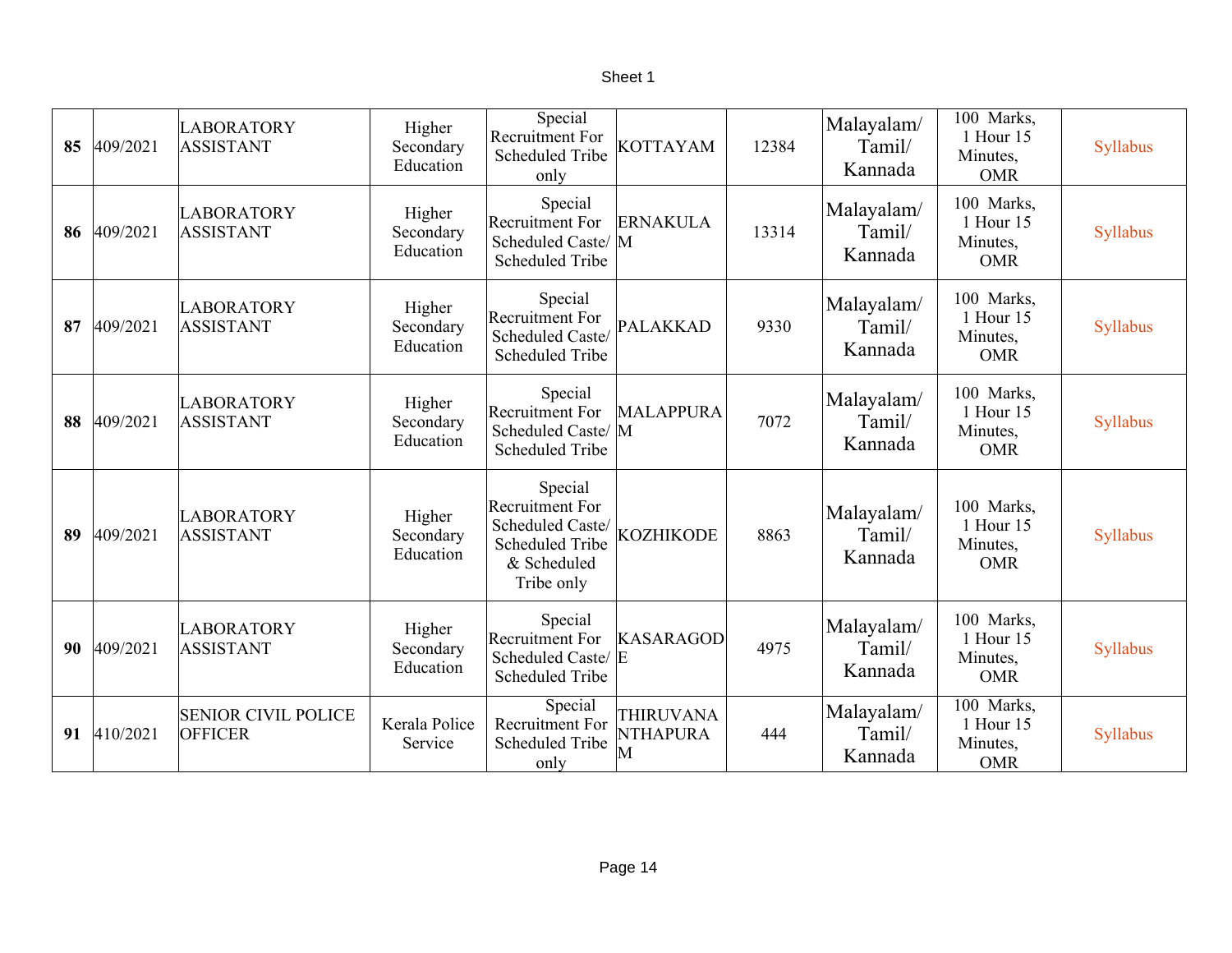| 85 | 409/2021 | LABORATORY ASSISTANT | Higher Secondary Education | Special Recruitment For Scheduled Tribe only | KOTTAYAM | 12384 | Malayalam/ Tamil/ Kannada | 100 Marks, 1 Hour 15 Minutes, OMR | Syllabus |
|---|---|---|---|---|---|---|---|---|---|
| 86 | 409/2021 | LABORATORY ASSISTANT | Higher Secondary Education | Special Recruitment For Scheduled Caste/ Scheduled Tribe | ERNAKULAM | 13314 | Malayalam/ Tamil/ Kannada | 100 Marks, 1 Hour 15 Minutes, OMR | Syllabus |
| 87 | 409/2021 | LABORATORY ASSISTANT | Higher Secondary Education | Special Recruitment For Scheduled Caste/ Scheduled Tribe | PALAKKAD | 9330 | Malayalam/ Tamil/ Kannada | 100 Marks, 1 Hour 15 Minutes, OMR | Syllabus |
| 88 | 409/2021 | LABORATORY ASSISTANT | Higher Secondary Education | Special Recruitment For Scheduled Caste/ Scheduled Tribe | MALAPPURAM | 7072 | Malayalam/ Tamil/ Kannada | 100 Marks, 1 Hour 15 Minutes, OMR | Syllabus |
| 89 | 409/2021 | LABORATORY ASSISTANT | Higher Secondary Education | Special Recruitment For Scheduled Caste/ Scheduled Tribe & Scheduled Tribe only | KOZHIKODE | 8863 | Malayalam/ Tamil/ Kannada | 100 Marks, 1 Hour 15 Minutes, OMR | Syllabus |
| 90 | 409/2021 | LABORATORY ASSISTANT | Higher Secondary Education | Special Recruitment For Scheduled Caste/ Scheduled Tribe | KASARAGODE | 4975 | Malayalam/ Tamil/ Kannada | 100 Marks, 1 Hour 15 Minutes, OMR | Syllabus |
| 91 | 410/2021 | SENIOR CIVIL POLICE OFFICER | Kerala Police Service | Special Recruitment For Scheduled Tribe only | THIRUVANANTHAPURAM | 444 | Malayalam/ Tamil/ Kannada | 100 Marks, 1 Hour 15 Minutes, OMR | Syllabus |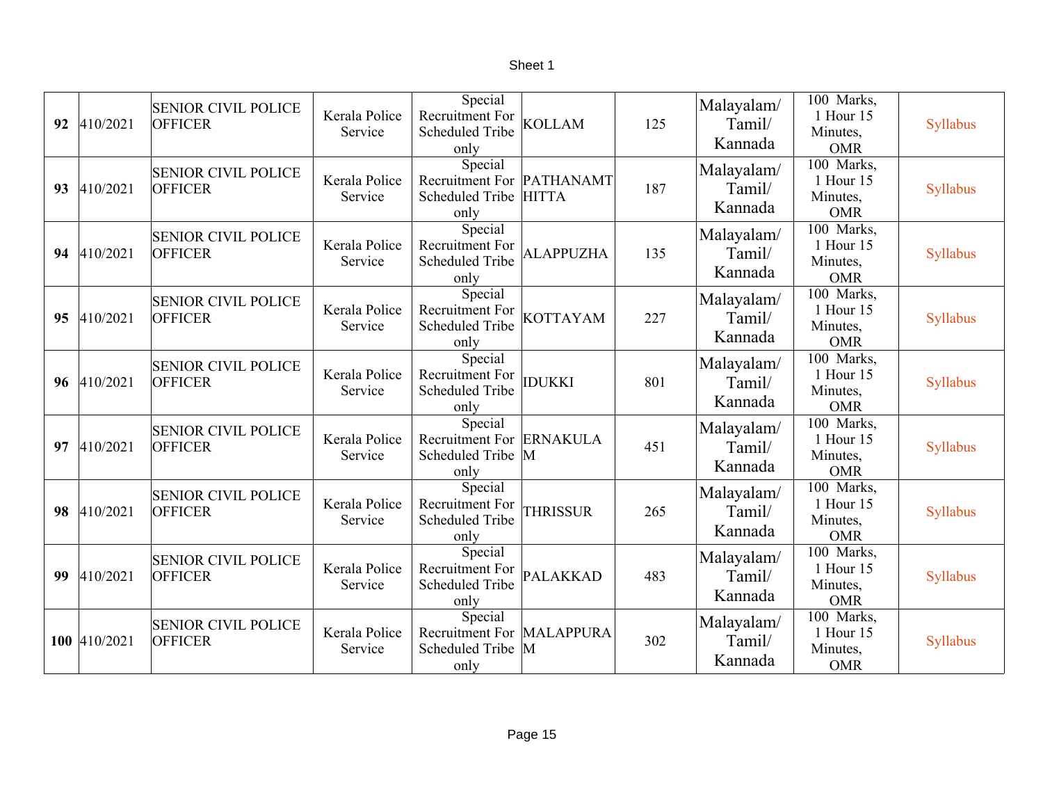| 92 | 410/2021 | SENIOR CIVIL POLICE OFFICER | Kerala Police Service | Special Recruitment For Scheduled Tribe only | KOLLAM | 125 | Malayalam/ Tamil/ Kannada | 100 Marks, 1 Hour 15 Minutes, OMR | Syllabus |
|---|---|---|---|---|---|---|---|---|---|
| 93 | 410/2021 | SENIOR CIVIL POLICE OFFICER | Kerala Police Service | Special Recruitment For Scheduled Tribe only | PATHANAMTHITTA | 187 | Malayalam/ Tamil/ Kannada | 100 Marks, 1 Hour 15 Minutes, OMR | Syllabus |
| 94 | 410/2021 | SENIOR CIVIL POLICE OFFICER | Kerala Police Service | Special Recruitment For Scheduled Tribe only | ALAPPUZHA | 135 | Malayalam/ Tamil/ Kannada | 100 Marks, 1 Hour 15 Minutes, OMR | Syllabus |
| 95 | 410/2021 | SENIOR CIVIL POLICE OFFICER | Kerala Police Service | Special Recruitment For Scheduled Tribe only | KOTTAYAM | 227 | Malayalam/ Tamil/ Kannada | 100 Marks, 1 Hour 15 Minutes, OMR | Syllabus |
| 96 | 410/2021 | SENIOR CIVIL POLICE OFFICER | Kerala Police Service | Special Recruitment For Scheduled Tribe only | IDUKKI | 801 | Malayalam/ Tamil/ Kannada | 100 Marks, 1 Hour 15 Minutes, OMR | Syllabus |
| 97 | 410/2021 | SENIOR CIVIL POLICE OFFICER | Kerala Police Service | Special Recruitment For Scheduled Tribe only | ERNAKULAM | 451 | Malayalam/ Tamil/ Kannada | 100 Marks, 1 Hour 15 Minutes, OMR | Syllabus |
| 98 | 410/2021 | SENIOR CIVIL POLICE OFFICER | Kerala Police Service | Special Recruitment For Scheduled Tribe only | THRISSUR | 265 | Malayalam/ Tamil/ Kannada | 100 Marks, 1 Hour 15 Minutes, OMR | Syllabus |
| 99 | 410/2021 | SENIOR CIVIL POLICE OFFICER | Kerala Police Service | Special Recruitment For Scheduled Tribe only | PALAKKAD | 483 | Malayalam/ Tamil/ Kannada | 100 Marks, 1 Hour 15 Minutes, OMR | Syllabus |
| 100 | 410/2021 | SENIOR CIVIL POLICE OFFICER | Kerala Police Service | Special Recruitment For Scheduled Tribe only | MALAPPURAM | 302 | Malayalam/ Tamil/ Kannada | 100 Marks, 1 Hour 15 Minutes, OMR | Syllabus |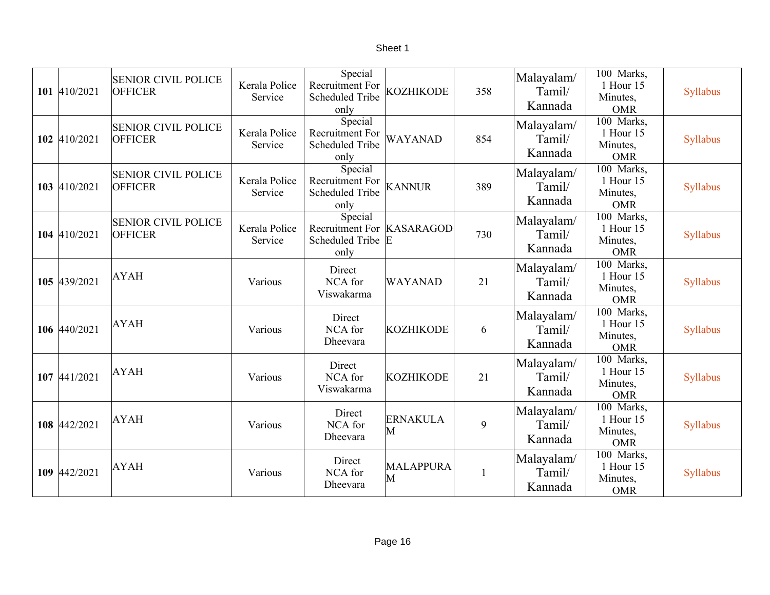| 101 | 410/2021 | SENIOR CIVIL POLICE OFFICER | Kerala Police Service | Special Recruitment For Scheduled Tribe only | KOZHIKODE | 358 | Malayalam/ Tamil/ Kannada | 100 Marks, 1 Hour 15 Minutes, OMR | Syllabus |
|---|---|---|---|---|---|---|---|---|---|
| 102 | 410/2021 | SENIOR CIVIL POLICE OFFICER | Kerala Police Service | Special Recruitment For Scheduled Tribe only | WAYANAD | 854 | Malayalam/ Tamil/ Kannada | 100 Marks, 1 Hour 15 Minutes, OMR | Syllabus |
| 103 | 410/2021 | SENIOR CIVIL POLICE OFFICER | Kerala Police Service | Special Recruitment For Scheduled Tribe only | KANNUR | 389 | Malayalam/ Tamil/ Kannada | 100 Marks, 1 Hour 15 Minutes, OMR | Syllabus |
| 104 | 410/2021 | SENIOR CIVIL POLICE OFFICER | Kerala Police Service | Special Recruitment For Scheduled Tribe only | KASARAGODE | 730 | Malayalam/ Tamil/ Kannada | 100 Marks, 1 Hour 15 Minutes, OMR | Syllabus |
| 105 | 439/2021 | AYAH | Various | Direct NCA for Viswakarma | WAYANAD | 21 | Malayalam/ Tamil/ Kannada | 100 Marks, 1 Hour 15 Minutes, OMR | Syllabus |
| 106 | 440/2021 | AYAH | Various | Direct NCA for Dheevara | KOZHIKODE | 6 | Malayalam/ Tamil/ Kannada | 100 Marks, 1 Hour 15 Minutes, OMR | Syllabus |
| 107 | 441/2021 | AYAH | Various | Direct NCA for Viswakarma | KOZHIKODE | 21 | Malayalam/ Tamil/ Kannada | 100 Marks, 1 Hour 15 Minutes, OMR | Syllabus |
| 108 | 442/2021 | AYAH | Various | Direct NCA for Dheevara | ERNAKULAM | 9 | Malayalam/ Tamil/ Kannada | 100 Marks, 1 Hour 15 Minutes, OMR | Syllabus |
| 109 | 442/2021 | AYAH | Various | Direct NCA for Dheevara | MALAPPURAM | 1 | Malayalam/ Tamil/ Kannada | 100 Marks, 1 Hour 15 Minutes, OMR | Syllabus |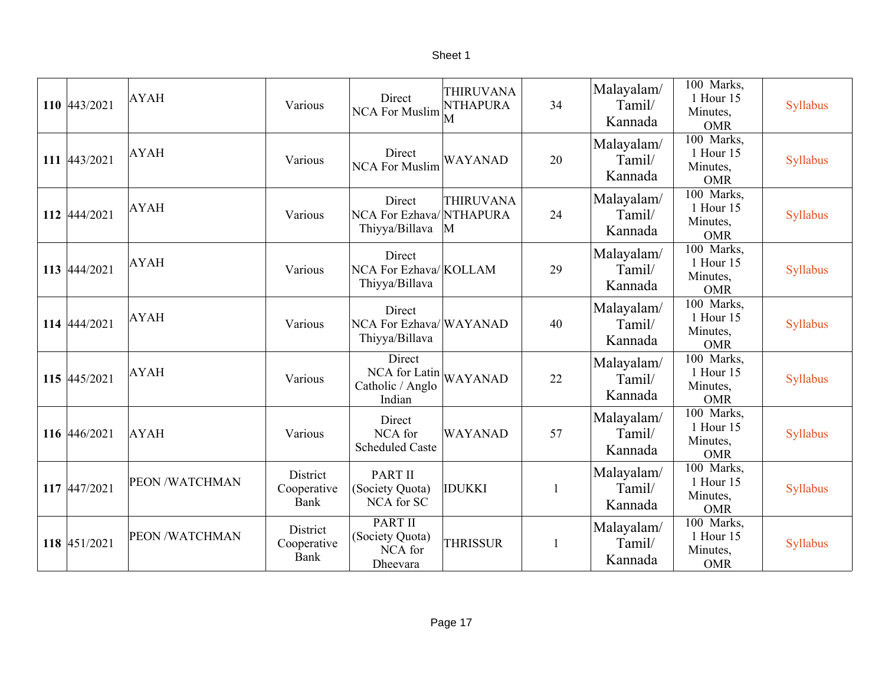| **110** | 443/2021 | AYAH | Various | Direct NCA For Muslim | THIRUVANANTHAPURAM | 34 | Malayalam/ Tamil/ Kannada | 100 Marks, 1 Hour 15 Minutes, OMR | Syllabus |
|---|---|---|---|---|---|---|---|---|---|
| **111** | 443/2021 | AYAH | Various | Direct NCA For Muslim | WAYANAD | 20 | Malayalam/ Tamil/ Kannada | 100 Marks, 1 Hour 15 Minutes, OMR | Syllabus |
| **112** | 444/2021 | AYAH | Various | Direct NCA For Ezhava/ Thiyya/Billava | THIRUVANANTHAPURAM | 24 | Malayalam/ Tamil/ Kannada | 100 Marks, 1 Hour 15 Minutes, OMR | Syllabus |
| **113** | 444/2021 | AYAH | Various | Direct NCA For Ezhava/ Thiyya/Billava | KOLLAM | 29 | Malayalam/ Tamil/ Kannada | 100 Marks, 1 Hour 15 Minutes, OMR | Syllabus |
| **114** | 444/2021 | AYAH | Various | Direct NCA For Ezhava/ Thiyya/Billava | WAYANAD | 40 | Malayalam/ Tamil/ Kannada | 100 Marks, 1 Hour 15 Minutes, OMR | Syllabus |
| **115** | 445/2021 | AYAH | Various | Direct NCA for Latin Catholic / Anglo Indian | WAYANAD | 22 | Malayalam/ Tamil/ Kannada | 100 Marks, 1 Hour 15 Minutes, OMR | Syllabus |
| **116** | 446/2021 | AYAH | Various | Direct NCA for Scheduled Caste | WAYANAD | 57 | Malayalam/ Tamil/ Kannada | 100 Marks, 1 Hour 15 Minutes, OMR | Syllabus |
| **117** | 447/2021 | PEON /WATCHMAN | District Cooperative Bank | PART II (Society Quota) NCA for SC | IDUKKI | 1 | Malayalam/ Tamil/ Kannada | 100 Marks, 1 Hour 15 Minutes, OMR | Syllabus |
| **118** | 451/2021 | PEON /WATCHMAN | District Cooperative Bank | PART II (Society Quota) NCA for Dheevara | THRISSUR | 1 | Malayalam/ Tamil/ Kannada | 100 Marks, 1 Hour 15 Minutes, OMR | Syllabus |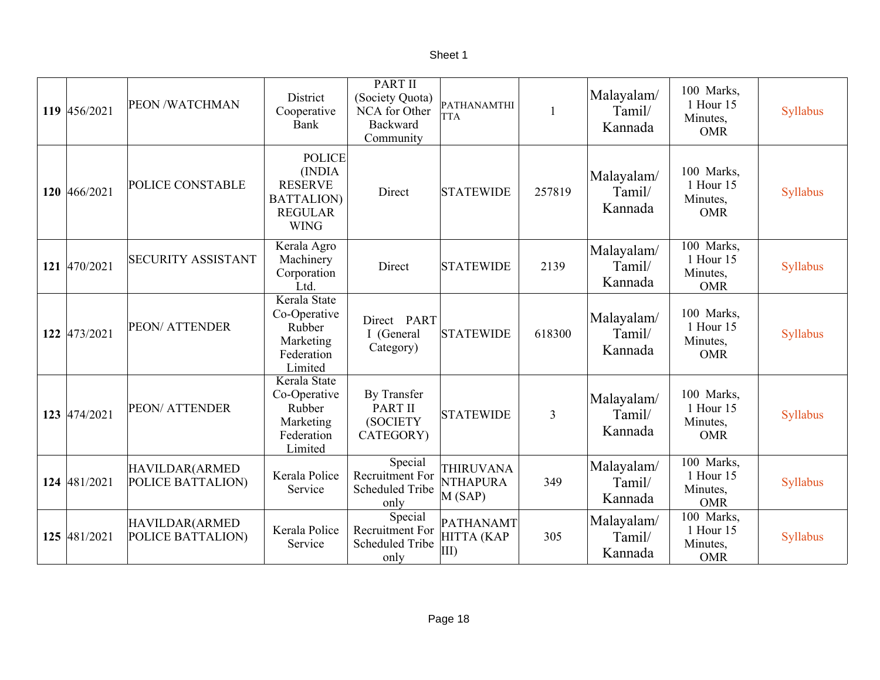Sheet 1

| 119 | 456/2021 | PEON /WATCHMAN | District Cooperative Bank | PART II (Society Quota) NCA for Other Backward Community | PATHANAMTHITTA | 1 | Malayalam/ Tamil/ Kannada | 100 Marks, 1 Hour 15 Minutes, OMR | Syllabus |
|---|---|---|---|---|---|---|---|---|---|
| 120 | 466/2021 | POLICE CONSTABLE | POLICE (INDIA RESERVE BATTALION) REGULAR WING | Direct | STATEWIDE | 257819 | Malayalam/ Tamil/ Kannada | 100 Marks, 1 Hour 15 Minutes, OMR | Syllabus |
| 121 | 470/2021 | SECURITY ASSISTANT | Kerala Agro Machinery Corporation Ltd. | Direct | STATEWIDE | 2139 | Malayalam/ Tamil/ Kannada | 100 Marks, 1 Hour 15 Minutes, OMR | Syllabus |
| 122 | 473/2021 | PEON/ ATTENDER | Kerala State Co-Operative Rubber Marketing Federation Limited | Direct PART I (General Category) | STATEWIDE | 618300 | Malayalam/ Tamil/ Kannada | 100 Marks, 1 Hour 15 Minutes, OMR | Syllabus |
| 123 | 474/2021 | PEON/ ATTENDER | Kerala State Co-Operative Rubber Marketing Federation Limited | By Transfer PART II (SOCIETY CATEGORY) | STATEWIDE | 3 | Malayalam/ Tamil/ Kannada | 100 Marks, 1 Hour 15 Minutes, OMR | Syllabus |
| 124 | 481/2021 | HAVILDAR(ARMED POLICE BATTALION) | Kerala Police Service | Special Recruitment For Scheduled Tribe only | THIRUVANANTHAPURAM (SAP) | 349 | Malayalam/ Tamil/ Kannada | 100 Marks, 1 Hour 15 Minutes, OMR | Syllabus |
| 125 | 481/2021 | HAVILDAR(ARMED POLICE BATTALION) | Kerala Police Service | Special Recruitment For Scheduled Tribe only | PATHANAMTHITTA (KAP III) | 305 | Malayalam/ Tamil/ Kannada | 100 Marks, 1 Hour 15 Minutes, OMR | Syllabus |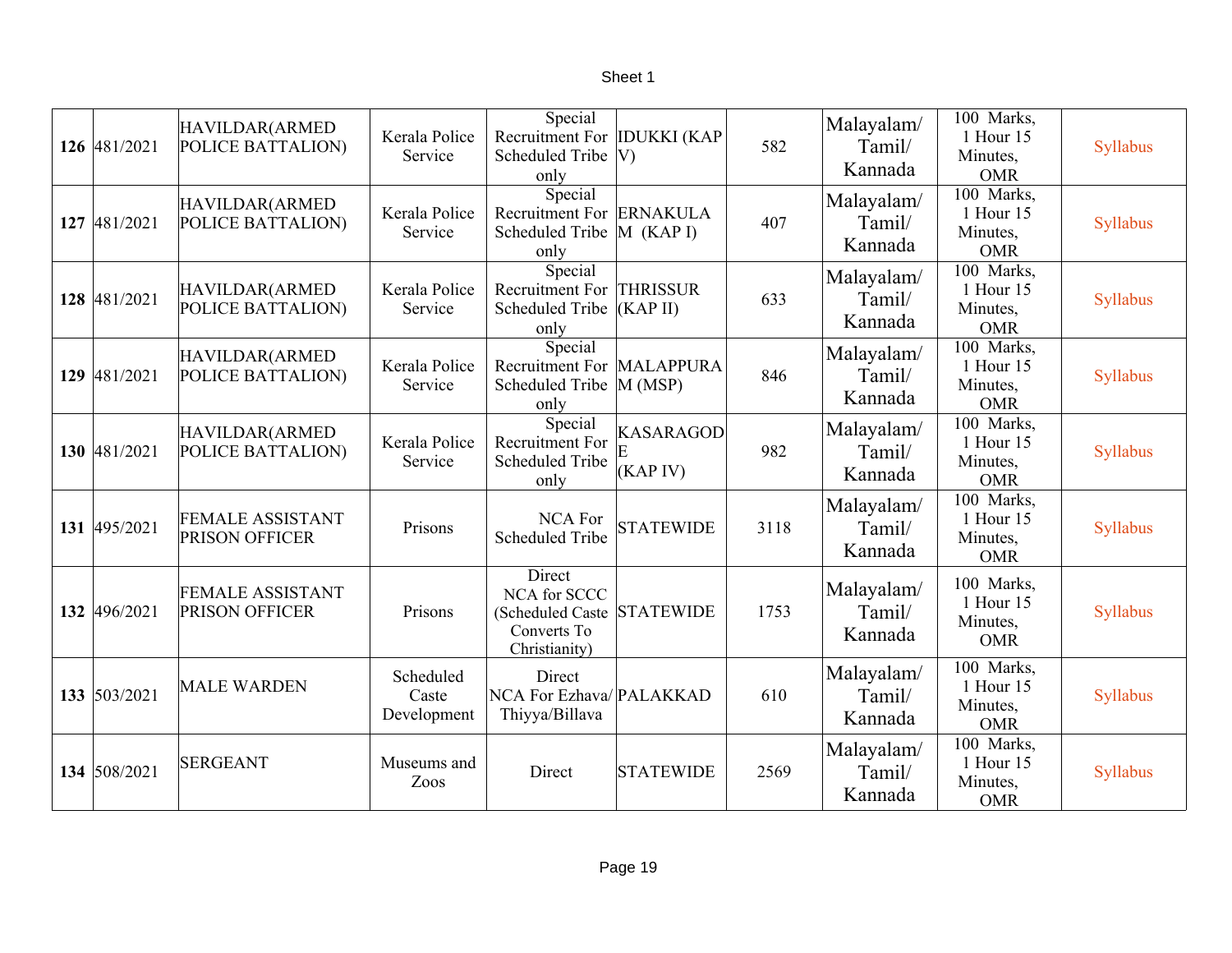| **126** | 481/2021 | HAVILDAR(ARMED POLICE BATTALION) | Kerala Police Service | Special Recruitment For Scheduled Tribe only | IDUKKI (KAP V) | 582 | Malayalam/ Tamil/ Kannada | 100 Marks, 1 Hour 15 Minutes, OMR | Syllabus |
|---|---|---|---|---|---|---|---|---|---|
| **127** | 481/2021 | HAVILDAR(ARMED POLICE BATTALION) | Kerala Police Service | Special Recruitment For Scheduled Tribe only | ERNAKULAM (KAP I) | 407 | Malayalam/ Tamil/ Kannada | 100 Marks, 1 Hour 15 Minutes, OMR | Syllabus |
| **128** | 481/2021 | HAVILDAR(ARMED POLICE BATTALION) | Kerala Police Service | Special Recruitment For Scheduled Tribe only | THRISSUR (KAP II) | 633 | Malayalam/ Tamil/ Kannada | 100 Marks, 1 Hour 15 Minutes, OMR | Syllabus |
| **129** | 481/2021 | HAVILDAR(ARMED POLICE BATTALION) | Kerala Police Service | Special Recruitment For Scheduled Tribe only | MALAPPURAM (MSP) | 846 | Malayalam/ Tamil/ Kannada | 100 Marks, 1 Hour 15 Minutes, OMR | Syllabus |
| **130** | 481/2021 | HAVILDAR(ARMED POLICE BATTALION) | Kerala Police Service | Special Recruitment For Scheduled Tribe only | KASARAGODE (KAP IV) | 982 | Malayalam/ Tamil/ Kannada | 100 Marks, 1 Hour 15 Minutes, OMR | Syllabus |
| **131** | 495/2021 | FEMALE ASSISTANT PRISON OFFICER | Prisons | NCA For Scheduled Tribe | STATEWIDE | 3118 | Malayalam/ Tamil/ Kannada | 100 Marks, 1 Hour 15 Minutes, OMR | Syllabus |
| **132** | 496/2021 | FEMALE ASSISTANT PRISON OFFICER | Prisons | Direct NCA for SCCC (Scheduled Caste Converts To Christianity) | STATEWIDE | 1753 | Malayalam/ Tamil/ Kannada | 100 Marks, 1 Hour 15 Minutes, OMR | Syllabus |
| **133** | 503/2021 | MALE WARDEN | Scheduled Caste Development | Direct NCA For Ezhava/ Thiyya/Billava | PALAKKAD | 610 | Malayalam/ Tamil/ Kannada | 100 Marks, 1 Hour 15 Minutes, OMR | Syllabus |
| **134** | 508/2021 | SERGEANT | Museums and Zoos | Direct | STATEWIDE | 2569 | Malayalam/ Tamil/ Kannada | 100 Marks, 1 Hour 15 Minutes, OMR | Syllabus |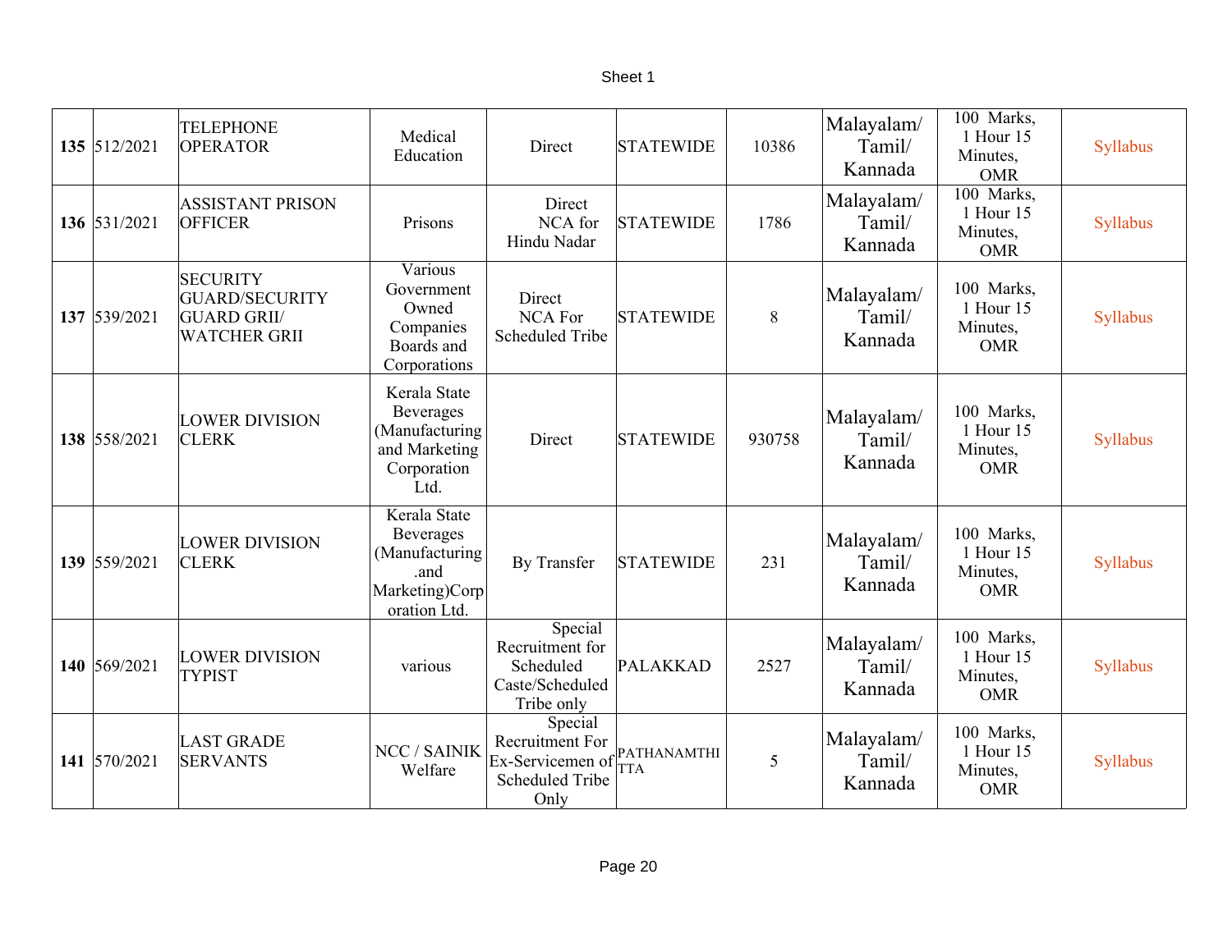| | | | | | | | | | |
|---|---|---|---|---|---|---|---|---|---|
| **135** | 512/2021 | TELEPHONE OPERATOR | Medical Education | Direct | STATEWIDE | 10386 | Malayalam/ Tamil/ Kannada | 100 Marks, 1 Hour 15 Minutes, OMR | Syllabus |
| **136** | 531/2021 | ASSISTANT PRISON OFFICER | Prisons | Direct NCA for Hindu Nadar | STATEWIDE | 1786 | Malayalam/ Tamil/ Kannada | 100 Marks, 1 Hour 15 Minutes, OMR | Syllabus |
| **137** | 539/2021 | SECURITY GUARD/SECURITY GUARD GRII/ WATCHER GRII | Various Government Owned Companies Boards and Corporations | Direct NCA For Scheduled Tribe | STATEWIDE | 8 | Malayalam/ Tamil/ Kannada | 100 Marks, 1 Hour 15 Minutes, OMR | Syllabus |
| **138** | 558/2021 | LOWER DIVISION CLERK | Kerala State Beverages (Manufacturing and Marketing Corporation Ltd. | Direct | STATEWIDE | 930758 | Malayalam/ Tamil/ Kannada | 100 Marks, 1 Hour 15 Minutes, OMR | Syllabus |
| **139** | 559/2021 | LOWER DIVISION CLERK | Kerala State Beverages (Manufacturing .and Marketing)Corporation Ltd. | By Transfer | STATEWIDE | 231 | Malayalam/ Tamil/ Kannada | 100 Marks, 1 Hour 15 Minutes, OMR | Syllabus |
| **140** | 569/2021 | LOWER DIVISION TYPIST | various | Special Recruitment for Scheduled Caste/Scheduled Tribe only | PALAKKAD | 2527 | Malayalam/ Tamil/ Kannada | 100 Marks, 1 Hour 15 Minutes, OMR | Syllabus |
| **141** | 570/2021 | LAST GRADE SERVANTS | NCC / SAINIK Welfare | Special Recruitment For Ex-Servicemen of Scheduled Tribe Only | PATHANAMTHITTA | 5 | Malayalam/ Tamil/ Kannada | 100 Marks, 1 Hour 15 Minutes, OMR | Syllabus |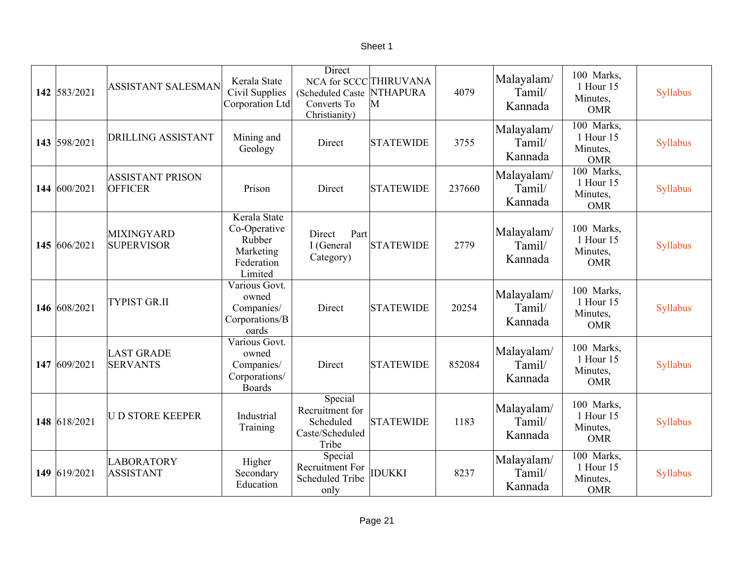| | | | | | | | | | |
|---|---|---|---|---|---|---|---|---|---|
| **142** | 583/2021 | ASSISTANT SALESMAN | Kerala State Civil Supplies Corporation Ltd | Direct NCA for SCCC (Scheduled Caste Converts To Christianity) | THIRUVANANTHAPURAM | 4079 | Malayalam/ Tamil/ Kannada | 100 Marks, 1 Hour 15 Minutes, OMR | Syllabus |
| **143** | 598/2021 | DRILLING ASSISTANT | Mining and Geology | Direct | STATEWIDE | 3755 | Malayalam/ Tamil/ Kannada | 100 Marks, 1 Hour 15 Minutes, OMR | Syllabus |
| **144** | 600/2021 | ASSISTANT PRISON OFFICER | Prison | Direct | STATEWIDE | 237660 | Malayalam/ Tamil/ Kannada | 100 Marks, 1 Hour 15 Minutes, OMR | Syllabus |
| **145** | 606/2021 | MIXINGYARD SUPERVISOR | Kerala State Co-Operative Rubber Marketing Federation Limited | Direct Part I (General Category) | STATEWIDE | 2779 | Malayalam/ Tamil/ Kannada | 100 Marks, 1 Hour 15 Minutes, OMR | Syllabus |
| **146** | 608/2021 | TYPIST GR.II | Various Govt. owned Companies/ Corporations/Boards | Direct | STATEWIDE | 20254 | Malayalam/ Tamil/ Kannada | 100 Marks, 1 Hour 15 Minutes, OMR | Syllabus |
| **147** | 609/2021 | LAST GRADE SERVANTS | Various Govt. owned Companies/ Corporations/ Boards | Direct | STATEWIDE | 852084 | Malayalam/ Tamil/ Kannada | 100 Marks, 1 Hour 15 Minutes, OMR | Syllabus |
| **148** | 618/2021 | U D STORE KEEPER | Industrial Training | Special Recruitment for Scheduled Caste/Scheduled Tribe | STATEWIDE | 1183 | Malayalam/ Tamil/ Kannada | 100 Marks, 1 Hour 15 Minutes, OMR | Syllabus |
| **149** | 619/2021 | LABORATORY ASSISTANT | Higher Secondary Education | Special Recruitment For Scheduled Tribe only | IDUKKI | 8237 | Malayalam/ Tamil/ Kannada | 100 Marks, 1 Hour 15 Minutes, OMR | Syllabus |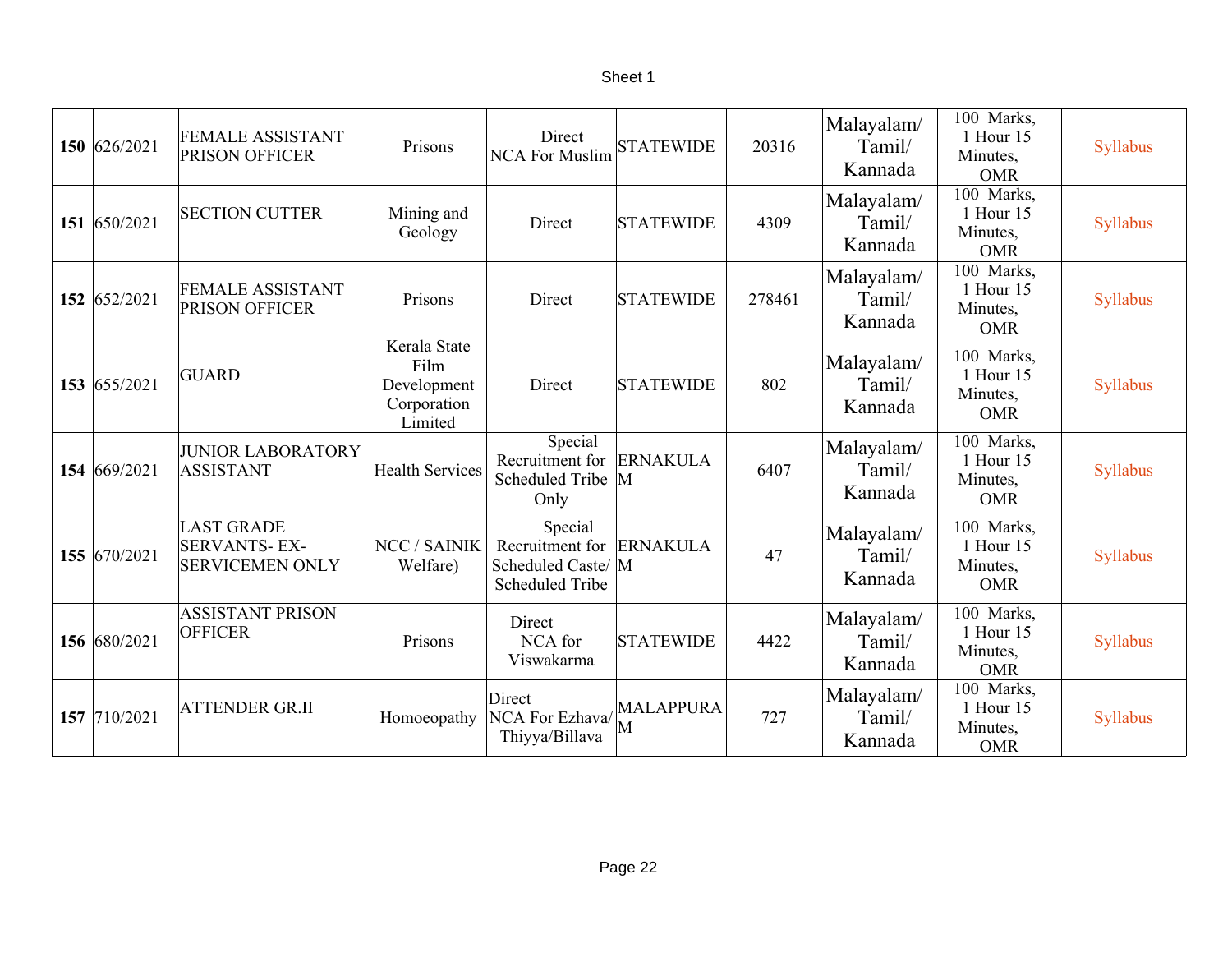| | | | | | | | | | |
|---|---|---|---|---|---|---|---|---|---|
| **150** | 626/2021 | FEMALE ASSISTANT PRISON OFFICER | Prisons | Direct NCA For Muslim | STATEWIDE | 20316 | Malayalam/ Tamil/ Kannada | 100 Marks, 1 Hour 15 Minutes, OMR | Syllabus |
| **151** | 650/2021 | SECTION CUTTER | Mining and Geology | Direct | STATEWIDE | 4309 | Malayalam/ Tamil/ Kannada | 100 Marks, 1 Hour 15 Minutes, OMR | Syllabus |
| **152** | 652/2021 | FEMALE ASSISTANT PRISON OFFICER | Prisons | Direct | STATEWIDE | 278461 | Malayalam/ Tamil/ Kannada | 100 Marks, 1 Hour 15 Minutes, OMR | Syllabus |
| **153** | 655/2021 | GUARD | Kerala State Film Development Corporation Limited | Direct | STATEWIDE | 802 | Malayalam/ Tamil/ Kannada | 100 Marks, 1 Hour 15 Minutes, OMR | Syllabus |
| **154** | 669/2021 | JUNIOR LABORATORY ASSISTANT | Health Services | Special Recruitment for Scheduled Tribe Only | ERNAKULAM | 6407 | Malayalam/ Tamil/ Kannada | 100 Marks, 1 Hour 15 Minutes, OMR | Syllabus |
| **155** | 670/2021 | LAST GRADE SERVANTS- EX-SERVICEMEN ONLY | NCC / SAINIK Welfare) | Special Recruitment for Scheduled Caste/ Scheduled Tribe | ERNAKULAM | 47 | Malayalam/ Tamil/ Kannada | 100 Marks, 1 Hour 15 Minutes, OMR | Syllabus |
| **156** | 680/2021 | ASSISTANT PRISON OFFICER | Prisons | Direct NCA for Viswakarma | STATEWIDE | 4422 | Malayalam/ Tamil/ Kannada | 100 Marks, 1 Hour 15 Minutes, OMR | Syllabus |
| **157** | 710/2021 | ATTENDER GR.II | Homoeopathy | Direct NCA For Ezhava/ Thiyya/Billava | MALAPPURAM | 727 | Malayalam/ Tamil/ Kannada | 100 Marks, 1 Hour 15 Minutes, OMR | Syllabus |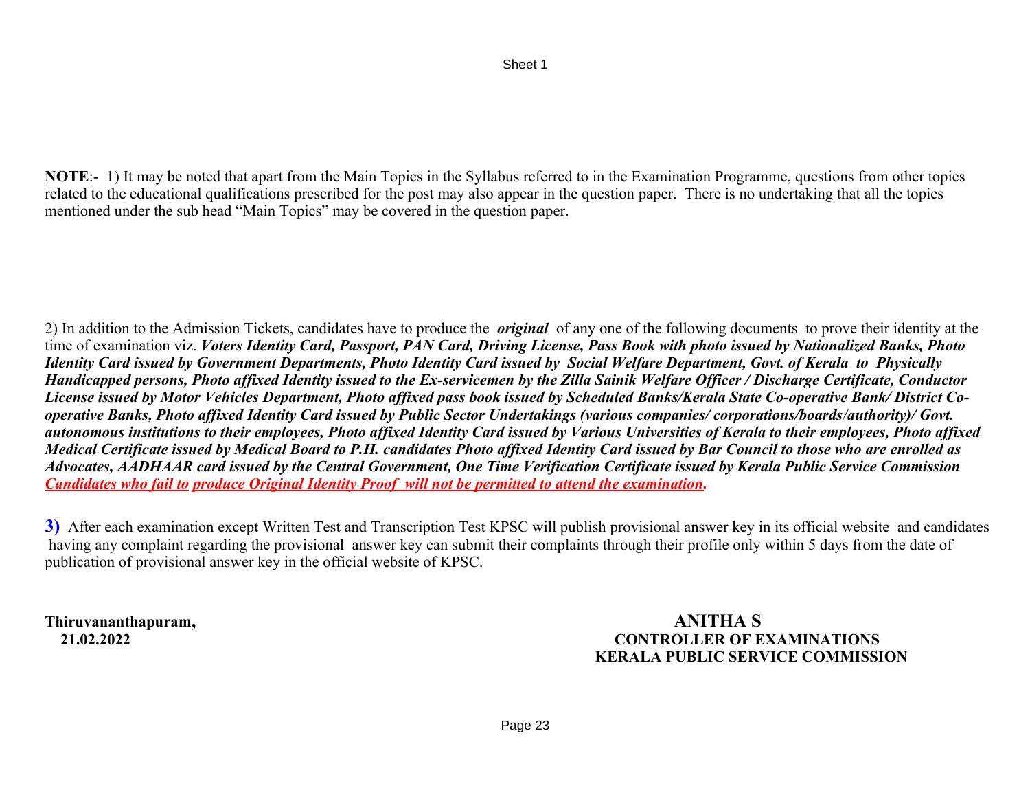**NOTE**:- 1) It may be noted that apart from the Main Topics in the Syllabus referred to in the Examination Programme, questions from other topics related to the educational qualifications prescribed for the post may also appear in the question paper. There is no undertaking that all the topics mentioned under the sub head "Main Topics" may be covered in the question paper.

2) In addition to the Admission Tickets, candidates have to produce the ***original*** of any one of the following documents to prove their identity at the time of examination viz. ***Voters Identity Card, Passport, PAN Card, Driving License, Pass Book with photo issued by Nationalized Banks, Photo Identity Card issued by Government Departments, Photo Identity Card issued by Social Welfare Department, Govt. of Kerala to Physically Handicapped persons, Photo affixed Identity issued to the Ex-servicemen by the Zilla Sainik Welfare Officer / Discharge Certificate, Conductor License issued by Motor Vehicles Department, Photo affixed pass book issued by Scheduled Banks/Kerala State Co-operative Bank/ District Co-operative Banks, Photo affixed Identity Card issued by Public Sector Undertakings (various companies/ corporations/boards/authority)/ Govt. autonomous institutions to their employees, Photo affixed Identity Card issued by Various Universities of Kerala to their employees, Photo affixed Medical Certificate issued by Medical Board to P.H. candidates Photo affixed Identity Card issued by Bar Council to those who are enrolled as Advocates, AADHAAR card issued by the Central Government, One Time Verification Certificate issued by Kerala Public Service Commission*** ***Candidates who fail to produce Original Identity Proof will not be permitted to attend the examination.***

**3)** After each examination except Written Test and Transcription Test KPSC will publish provisional answer key in its official website and candidates having any complaint regarding the provisional answer key can submit their complaints through their profile only within 5 days from the date of publication of provisional answer key in the official website of KPSC.

**Thiruvananthapuram,**
**21.02.2022**

**ANITHA S**
**CONTROLLER OF EXAMINATIONS**
**KERALA PUBLIC SERVICE COMMISSION**